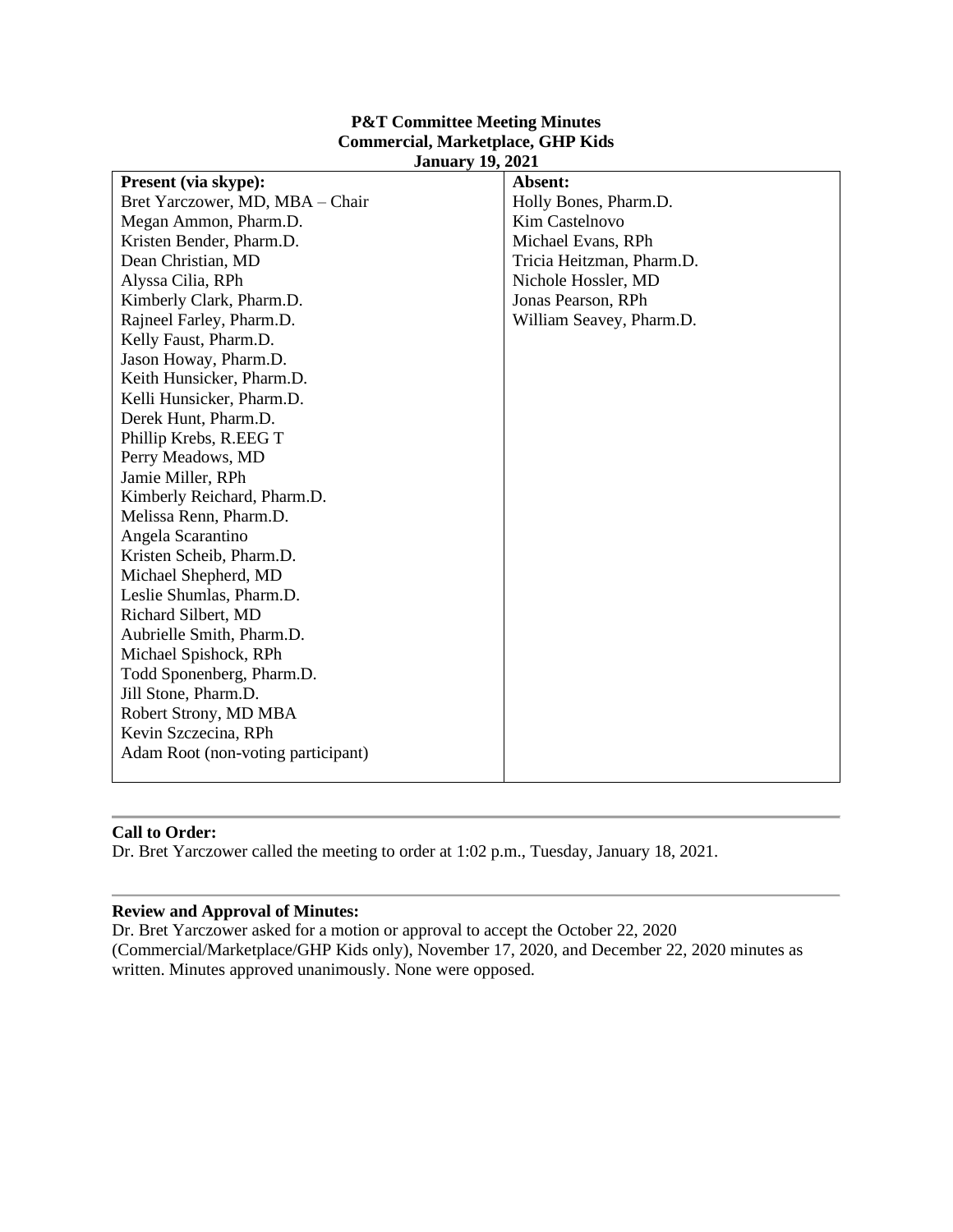**P&T Committee Meeting Minutes**
**Commercial, Marketplace, GHP Kids**
**January 19, 2021**

| Present (via skype): | Absent: |
|---|---|
| Bret Yarczower, MD, MBA – Chair | Holly Bones, Pharm.D. |
| Megan Ammon, Pharm.D. | Kim Castelnovo |
| Kristen Bender, Pharm.D. | Michael Evans, RPh |
| Dean Christian, MD | Tricia Heitzman, Pharm.D. |
| Alyssa Cilia, RPh | Nichole Hossler, MD |
| Kimberly Clark, Pharm.D. | Jonas Pearson, RPh |
| Rajneel Farley, Pharm.D. | William Seavey, Pharm.D. |
| Kelly Faust, Pharm.D. | |
| Jason Howay, Pharm.D. | |
| Keith Hunsicker, Pharm.D. | |
| Kelli Hunsicker, Pharm.D. | |
| Derek Hunt, Pharm.D. | |
| Phillip Krebs, R.EEG T | |
| Perry Meadows, MD | |
| Jamie Miller, RPh | |
| Kimberly Reichard, Pharm.D. | |
| Melissa Renn, Pharm.D. | |
| Angela Scarantino | |
| Kristen Scheib, Pharm.D. | |
| Michael Shepherd, MD | |
| Leslie Shumlas, Pharm.D. | |
| Richard Silbert, MD | |
| Aubrielle Smith, Pharm.D. | |
| Michael Spishock, RPh | |
| Todd Sponenberg, Pharm.D. | |
| Jill Stone, Pharm.D. | |
| Robert Strony, MD MBA | |
| Kevin Szczecina, RPh | |
| Adam Root (non-voting participant) | |

**Call to Order:**

Dr. Bret Yarczower called the meeting to order at 1:02 p.m., Tuesday, January 18, 2021.

**Review and Approval of Minutes:**

Dr. Bret Yarczower asked for a motion or approval to accept the October 22, 2020 (Commercial/Marketplace/GHP Kids only), November 17, 2020, and December 22, 2020 minutes as written. Minutes approved unanimously. None were opposed.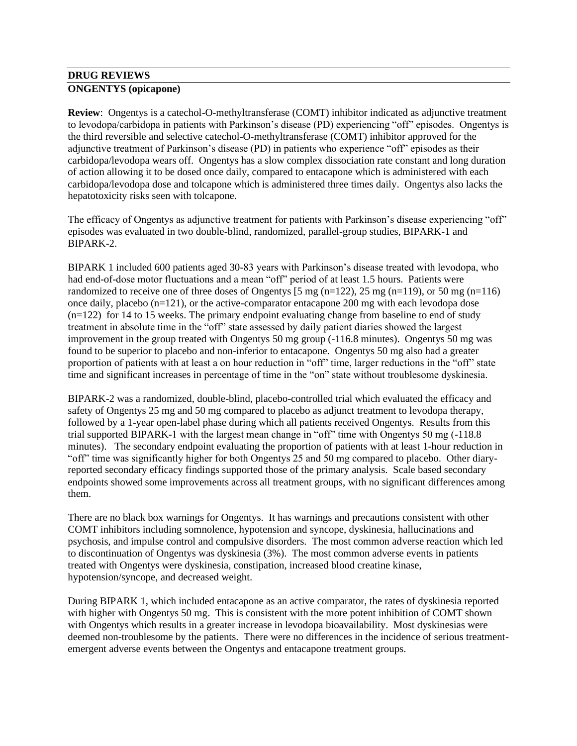## DRUG REVIEWS

### ONGENTYS (opicapone)

**Review**: Ongentys is a catechol-O-methyltransferase (COMT) inhibitor indicated as adjunctive treatment to levodopa/carbidopa in patients with Parkinson's disease (PD) experiencing "off" episodes. Ongentys is the third reversible and selective catechol-O-methyltransferase (COMT) inhibitor approved for the adjunctive treatment of Parkinson's disease (PD) in patients who experience "off" episodes as their carbidopa/levodopa wears off. Ongentys has a slow complex dissociation rate constant and long duration of action allowing it to be dosed once daily, compared to entacapone which is administered with each carbidopa/levodopa dose and tolcapone which is administered three times daily. Ongentys also lacks the hepatotoxicity risks seen with tolcapone.

The efficacy of Ongentys as adjunctive treatment for patients with Parkinson's disease experiencing "off" episodes was evaluated in two double-blind, randomized, parallel-group studies, BIPARK-1 and BIPARK-2.

BIPARK 1 included 600 patients aged 30-83 years with Parkinson's disease treated with levodopa, who had end-of-dose motor fluctuations and a mean "off" period of at least 1.5 hours. Patients were randomized to receive one of three doses of Ongentys [5 mg (n=122), 25 mg (n=119), or 50 mg (n=116) once daily, placebo (n=121), or the active-comparator entacapone 200 mg with each levodopa dose (n=122) for 14 to 15 weeks. The primary endpoint evaluating change from baseline to end of study treatment in absolute time in the "off" state assessed by daily patient diaries showed the largest improvement in the group treated with Ongentys 50 mg group (-116.8 minutes). Ongentys 50 mg was found to be superior to placebo and non-inferior to entacapone. Ongentys 50 mg also had a greater proportion of patients with at least a on hour reduction in "off" time, larger reductions in the "off" state time and significant increases in percentage of time in the "on" state without troublesome dyskinesia.

BIPARK-2 was a randomized, double-blind, placebo-controlled trial which evaluated the efficacy and safety of Ongentys 25 mg and 50 mg compared to placebo as adjunct treatment to levodopa therapy, followed by a 1-year open-label phase during which all patients received Ongentys. Results from this trial supported BIPARK-1 with the largest mean change in "off" time with Ongentys 50 mg (-118.8 minutes). The secondary endpoint evaluating the proportion of patients with at least 1-hour reduction in "off" time was significantly higher for both Ongentys 25 and 50 mg compared to placebo. Other diary-reported secondary efficacy findings supported those of the primary analysis. Scale based secondary endpoints showed some improvements across all treatment groups, with no significant differences among them.

There are no black box warnings for Ongentys. It has warnings and precautions consistent with other COMT inhibitors including somnolence, hypotension and syncope, dyskinesia, hallucinations and psychosis, and impulse control and compulsive disorders. The most common adverse reaction which led to discontinuation of Ongentys was dyskinesia (3%). The most common adverse events in patients treated with Ongentys were dyskinesia, constipation, increased blood creatine kinase, hypotension/syncope, and decreased weight.

During BIPARK 1, which included entacapone as an active comparator, the rates of dyskinesia reported with higher with Ongentys 50 mg. This is consistent with the more potent inhibition of COMT shown with Ongentys which results in a greater increase in levodopa bioavailability. Most dyskinesias were deemed non-troublesome by the patients. There were no differences in the incidence of serious treatment-emergent adverse events between the Ongentys and entacapone treatment groups.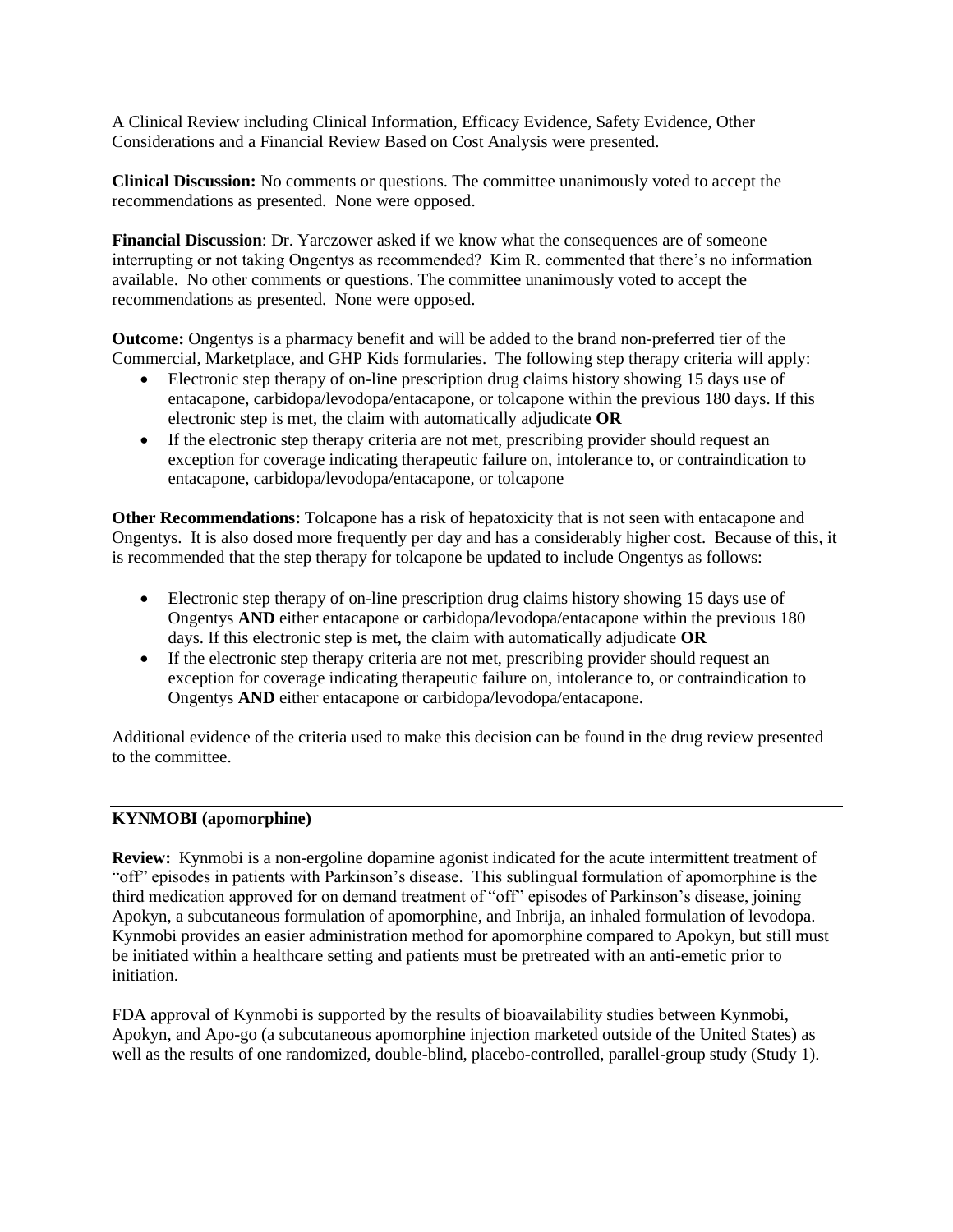A Clinical Review including Clinical Information, Efficacy Evidence, Safety Evidence, Other Considerations and a Financial Review Based on Cost Analysis were presented.

**Clinical Discussion:** No comments or questions. The committee unanimously voted to accept the recommendations as presented. None were opposed.

**Financial Discussion**: Dr. Yarczower asked if we know what the consequences are of someone interrupting or not taking Ongentys as recommended? Kim R. commented that there's no information available. No other comments or questions. The committee unanimously voted to accept the recommendations as presented. None were opposed.

**Outcome:** Ongentys is a pharmacy benefit and will be added to the brand non-preferred tier of the Commercial, Marketplace, and GHP Kids formularies. The following step therapy criteria will apply:

- Electronic step therapy of on-line prescription drug claims history showing 15 days use of entacapone, carbidopa/levodopa/entacapone, or tolcapone within the previous 180 days. If this electronic step is met, the claim with automatically adjudicate **OR**
- If the electronic step therapy criteria are not met, prescribing provider should request an exception for coverage indicating therapeutic failure on, intolerance to, or contraindication to entacapone, carbidopa/levodopa/entacapone, or tolcapone

**Other Recommendations:** Tolcapone has a risk of hepatoxicity that is not seen with entacapone and Ongentys. It is also dosed more frequently per day and has a considerably higher cost. Because of this, it is recommended that the step therapy for tolcapone be updated to include Ongentys as follows:

- Electronic step therapy of on-line prescription drug claims history showing 15 days use of Ongentys **AND** either entacapone or carbidopa/levodopa/entacapone within the previous 180 days. If this electronic step is met, the claim with automatically adjudicate **OR**
- If the electronic step therapy criteria are not met, prescribing provider should request an exception for coverage indicating therapeutic failure on, intolerance to, or contraindication to Ongentys **AND** either entacapone or carbidopa/levodopa/entacapone.

Additional evidence of the criteria used to make this decision can be found in the drug review presented to the committee.

---

**KYNMOBI (apomorphine)**

**Review:** Kynmobi is a non-ergoline dopamine agonist indicated for the acute intermittent treatment of "off" episodes in patients with Parkinson's disease. This sublingual formulation of apomorphine is the third medication approved for on demand treatment of "off" episodes of Parkinson's disease, joining Apokyn, a subcutaneous formulation of apomorphine, and Inbrija, an inhaled formulation of levodopa. Kynmobi provides an easier administration method for apomorphine compared to Apokyn, but still must be initiated within a healthcare setting and patients must be pretreated with an anti-emetic prior to initiation.

FDA approval of Kynmobi is supported by the results of bioavailability studies between Kynmobi, Apokyn, and Apo-go (a subcutaneous apomorphine injection marketed outside of the United States) as well as the results of one randomized, double-blind, placebo-controlled, parallel-group study (Study 1).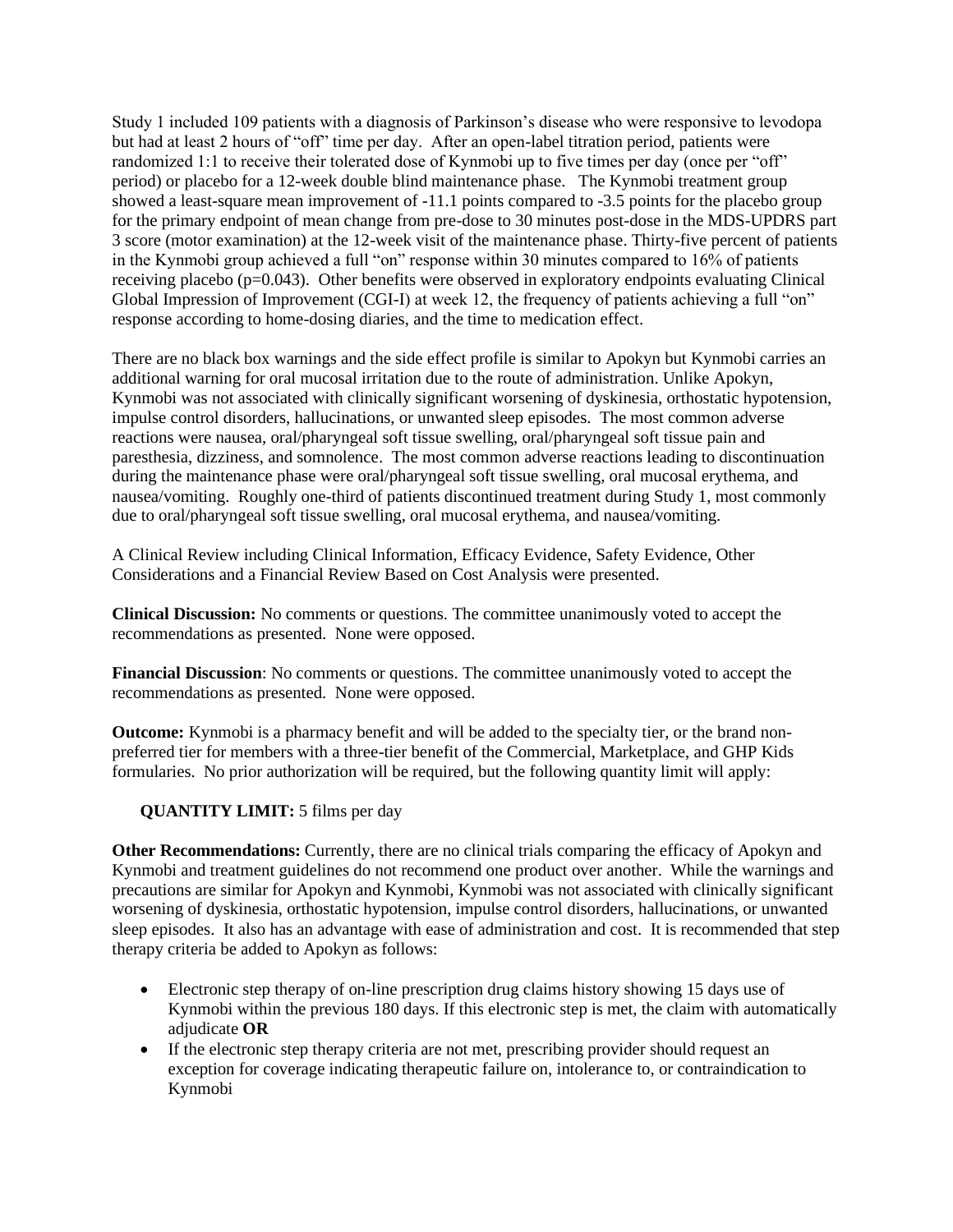Study 1 included 109 patients with a diagnosis of Parkinson's disease who were responsive to levodopa but had at least 2 hours of "off" time per day. After an open-label titration period, patients were randomized 1:1 to receive their tolerated dose of Kynmobi up to five times per day (once per "off" period) or placebo for a 12-week double blind maintenance phase. The Kynmobi treatment group showed a least-square mean improvement of -11.1 points compared to -3.5 points for the placebo group for the primary endpoint of mean change from pre-dose to 30 minutes post-dose in the MDS-UPDRS part 3 score (motor examination) at the 12-week visit of the maintenance phase. Thirty-five percent of patients in the Kynmobi group achieved a full "on" response within 30 minutes compared to 16% of patients receiving placebo ($p=0.043$). Other benefits were observed in exploratory endpoints evaluating Clinical Global Impression of Improvement (CGI-I) at week 12, the frequency of patients achieving a full "on" response according to home-dosing diaries, and the time to medication effect.

There are no black box warnings and the side effect profile is similar to Apokyn but Kynmobi carries an additional warning for oral mucosal irritation due to the route of administration. Unlike Apokyn, Kynmobi was not associated with clinically significant worsening of dyskinesia, orthostatic hypotension, impulse control disorders, hallucinations, or unwanted sleep episodes. The most common adverse reactions were nausea, oral/pharyngeal soft tissue swelling, oral/pharyngeal soft tissue pain and paresthesia, dizziness, and somnolence. The most common adverse reactions leading to discontinuation during the maintenance phase were oral/pharyngeal soft tissue swelling, oral mucosal erythema, and nausea/vomiting. Roughly one-third of patients discontinued treatment during Study 1, most commonly due to oral/pharyngeal soft tissue swelling, oral mucosal erythema, and nausea/vomiting.

A Clinical Review including Clinical Information, Efficacy Evidence, Safety Evidence, Other Considerations and a Financial Review Based on Cost Analysis were presented.

**Clinical Discussion:** No comments or questions. The committee unanimously voted to accept the recommendations as presented. None were opposed.

**Financial Discussion**: No comments or questions. The committee unanimously voted to accept the recommendations as presented. None were opposed.

**Outcome:** Kynmobi is a pharmacy benefit and will be added to the specialty tier, or the brand non-preferred tier for members with a three-tier benefit of the Commercial, Marketplace, and GHP Kids formularies. No prior authorization will be required, but the following quantity limit will apply:

**QUANTITY LIMIT:** 5 films per day

**Other Recommendations:** Currently, there are no clinical trials comparing the efficacy of Apokyn and Kynmobi and treatment guidelines do not recommend one product over another. While the warnings and precautions are similar for Apokyn and Kynmobi, Kynmobi was not associated with clinically significant worsening of dyskinesia, orthostatic hypotension, impulse control disorders, hallucinations, or unwanted sleep episodes. It also has an advantage with ease of administration and cost. It is recommended that step therapy criteria be added to Apokyn as follows:

- Electronic step therapy of on-line prescription drug claims history showing 15 days use of Kynmobi within the previous 180 days. If this electronic step is met, the claim with automatically adjudicate **OR**
- If the electronic step therapy criteria are not met, prescribing provider should request an exception for coverage indicating therapeutic failure on, intolerance to, or contraindication to Kynmobi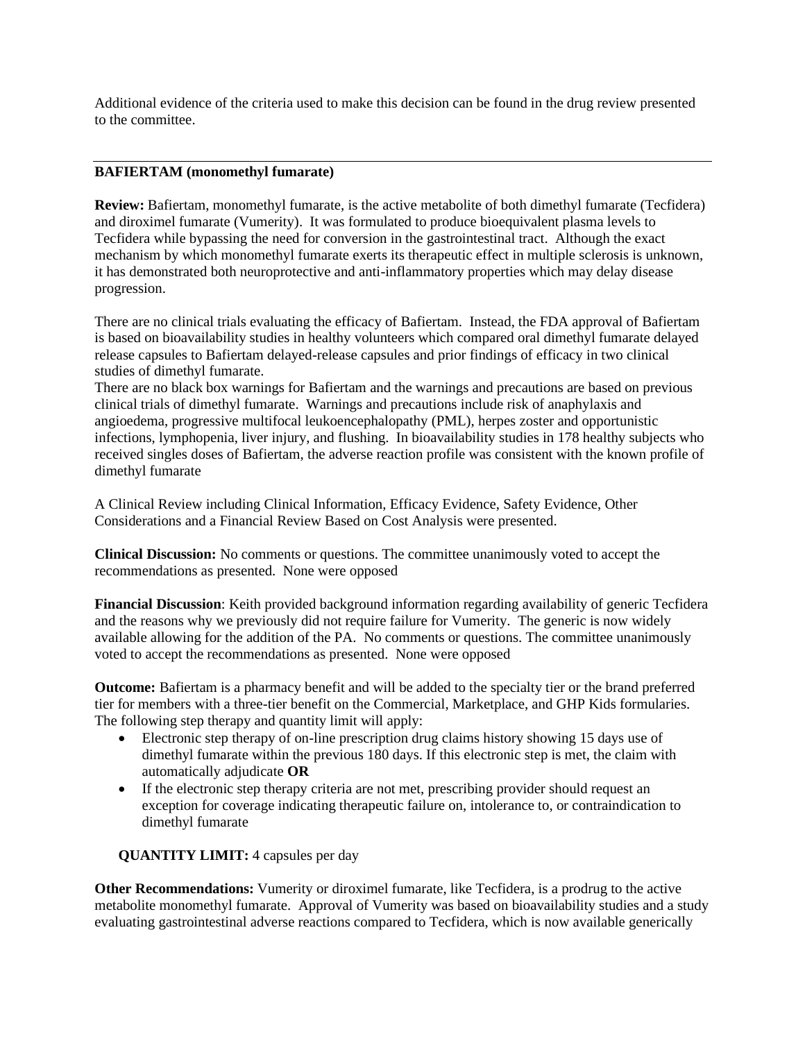Additional evidence of the criteria used to make this decision can be found in the drug review presented to the committee.

---

**BAFIERTAM (monomethyl fumarate)**

**Review:** Bafiertam, monomethyl fumarate, is the active metabolite of both dimethyl fumarate (Tecfidera) and diroximel fumarate (Vumerity). It was formulated to produce bioequivalent plasma levels to Tecfidera while bypassing the need for conversion in the gastrointestinal tract. Although the exact mechanism by which monomethyl fumarate exerts its therapeutic effect in multiple sclerosis is unknown, it has demonstrated both neuroprotective and anti-inflammatory properties which may delay disease progression.

There are no clinical trials evaluating the efficacy of Bafiertam. Instead, the FDA approval of Bafiertam is based on bioavailability studies in healthy volunteers which compared oral dimethyl fumarate delayed release capsules to Bafiertam delayed-release capsules and prior findings of efficacy in two clinical studies of dimethyl fumarate.
There are no black box warnings for Bafiertam and the warnings and precautions are based on previous clinical trials of dimethyl fumarate. Warnings and precautions include risk of anaphylaxis and angioedema, progressive multifocal leukoencephalopathy (PML), herpes zoster and opportunistic infections, lymphopenia, liver injury, and flushing. In bioavailability studies in 178 healthy subjects who received singles doses of Bafiertam, the adverse reaction profile was consistent with the known profile of dimethyl fumarate

A Clinical Review including Clinical Information, Efficacy Evidence, Safety Evidence, Other Considerations and a Financial Review Based on Cost Analysis were presented.

**Clinical Discussion:** No comments or questions. The committee unanimously voted to accept the recommendations as presented. None were opposed

**Financial Discussion**: Keith provided background information regarding availability of generic Tecfidera and the reasons why we previously did not require failure for Vumerity. The generic is now widely available allowing for the addition of the PA. No comments or questions. The committee unanimously voted to accept the recommendations as presented. None were opposed

**Outcome:** Bafiertam is a pharmacy benefit and will be added to the specialty tier or the brand preferred tier for members with a three-tier benefit on the Commercial, Marketplace, and GHP Kids formularies. The following step therapy and quantity limit will apply:

- Electronic step therapy of on-line prescription drug claims history showing 15 days use of dimethyl fumarate within the previous 180 days. If this electronic step is met, the claim with automatically adjudicate **OR**
- If the electronic step therapy criteria are not met, prescribing provider should request an exception for coverage indicating therapeutic failure on, intolerance to, or contraindication to dimethyl fumarate

**QUANTITY LIMIT:** 4 capsules per day

**Other Recommendations:** Vumerity or diroximel fumarate, like Tecfidera, is a prodrug to the active metabolite monomethyl fumarate. Approval of Vumerity was based on bioavailability studies and a study evaluating gastrointestinal adverse reactions compared to Tecfidera, which is now available generically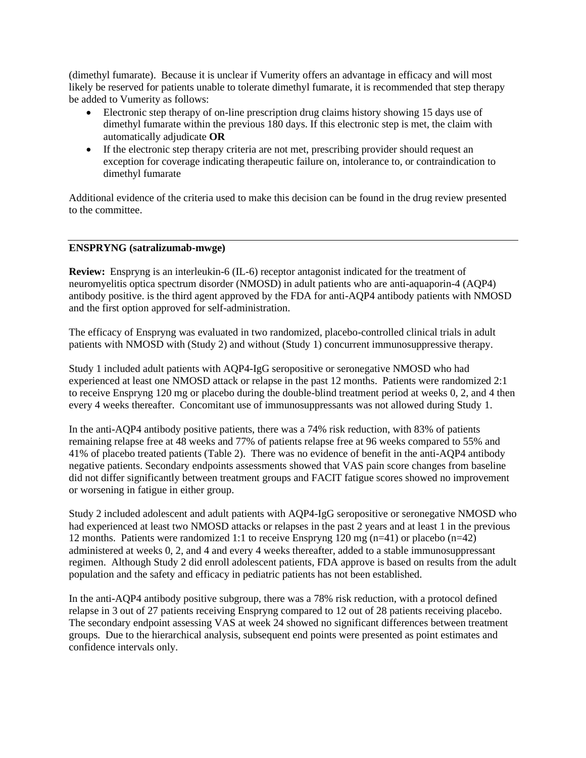(dimethyl fumarate). Because it is unclear if Vumerity offers an advantage in efficacy and will most likely be reserved for patients unable to tolerate dimethyl fumarate, it is recommended that step therapy be added to Vumerity as follows:

- Electronic step therapy of on-line prescription drug claims history showing 15 days use of dimethyl fumarate within the previous 180 days. If this electronic step is met, the claim with automatically adjudicate **OR**
- If the electronic step therapy criteria are not met, prescribing provider should request an exception for coverage indicating therapeutic failure on, intolerance to, or contraindication to dimethyl fumarate

Additional evidence of the criteria used to make this decision can be found in the drug review presented to the committee.

---

**ENSPRYNG (satralizumab-mwge)**

**Review:** Enspryng is an interleukin-6 (IL-6) receptor antagonist indicated for the treatment of neuromyelitis optica spectrum disorder (NMOSD) in adult patients who are anti-aquaporin-4 (AQP4) antibody positive. is the third agent approved by the FDA for anti-AQP4 antibody patients with NMOSD and the first option approved for self-administration.

The efficacy of Enspryng was evaluated in two randomized, placebo-controlled clinical trials in adult patients with NMOSD with (Study 2) and without (Study 1) concurrent immunosuppressive therapy.

Study 1 included adult patients with AQP4-IgG seropositive or seronegative NMOSD who had experienced at least one NMOSD attack or relapse in the past 12 months. Patients were randomized 2:1 to receive Enspryng 120 mg or placebo during the double-blind treatment period at weeks 0, 2, and 4 then every 4 weeks thereafter. Concomitant use of immunosuppressants was not allowed during Study 1.

In the anti-AQP4 antibody positive patients, there was a 74% risk reduction, with 83% of patients remaining relapse free at 48 weeks and 77% of patients relapse free at 96 weeks compared to 55% and 41% of placebo treated patients (Table 2). There was no evidence of benefit in the anti-AQP4 antibody negative patients. Secondary endpoints assessments showed that VAS pain score changes from baseline did not differ significantly between treatment groups and FACIT fatigue scores showed no improvement or worsening in fatigue in either group.

Study 2 included adolescent and adult patients with AQP4-IgG seropositive or seronegative NMOSD who had experienced at least two NMOSD attacks or relapses in the past 2 years and at least 1 in the previous 12 months. Patients were randomized 1:1 to receive Enspryng 120 mg (n=41) or placebo (n=42) administered at weeks 0, 2, and 4 and every 4 weeks thereafter, added to a stable immunosuppressant regimen. Although Study 2 did enroll adolescent patients, FDA approve is based on results from the adult population and the safety and efficacy in pediatric patients has not been established.

In the anti-AQP4 antibody positive subgroup, there was a 78% risk reduction, with a protocol defined relapse in 3 out of 27 patients receiving Enspryng compared to 12 out of 28 patients receiving placebo. The secondary endpoint assessing VAS at week 24 showed no significant differences between treatment groups. Due to the hierarchical analysis, subsequent end points were presented as point estimates and confidence intervals only.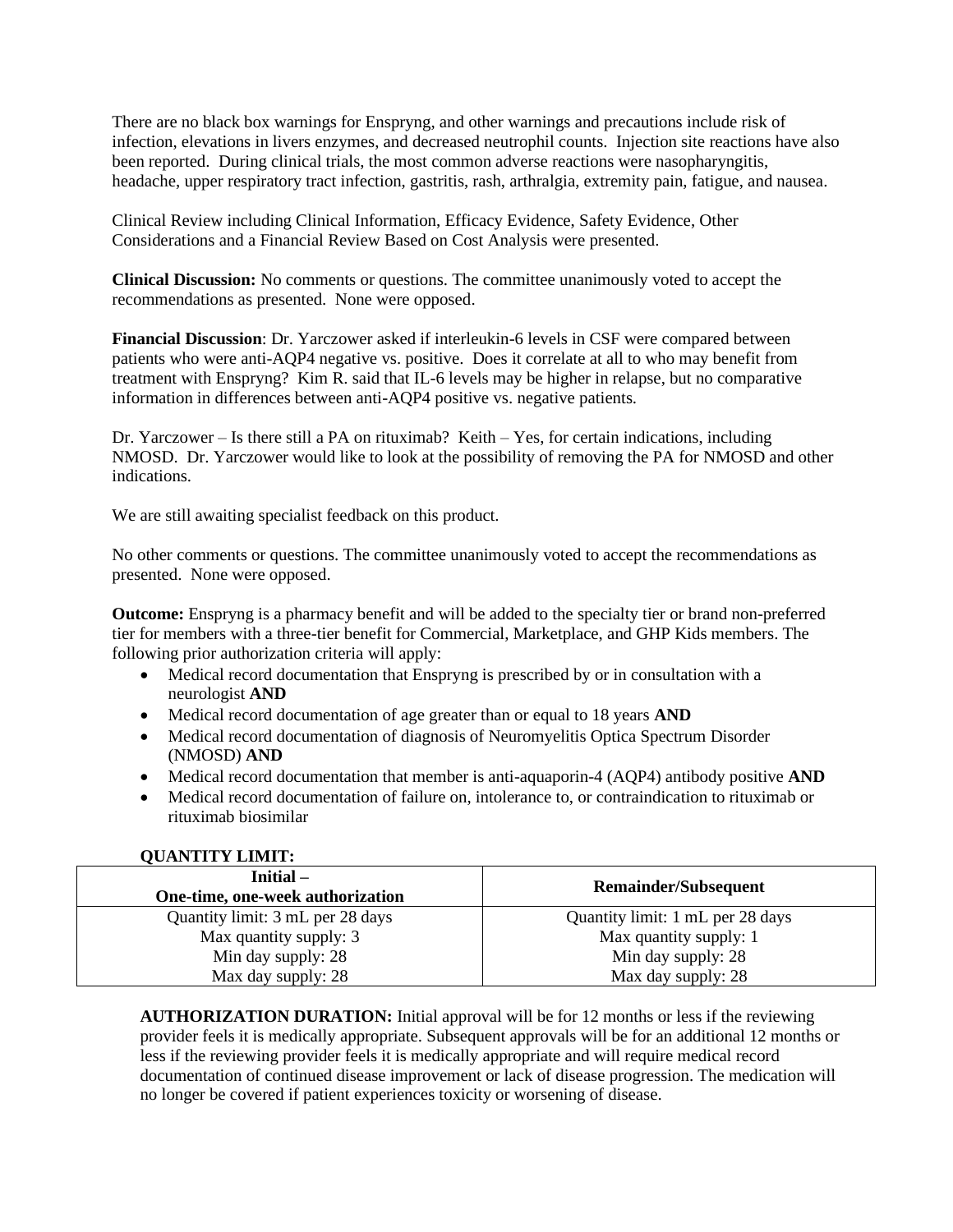There are no black box warnings for Enspryng, and other warnings and precautions include risk of infection, elevations in livers enzymes, and decreased neutrophil counts. Injection site reactions have also been reported. During clinical trials, the most common adverse reactions were nasopharyngitis, headache, upper respiratory tract infection, gastritis, rash, arthralgia, extremity pain, fatigue, and nausea.

Clinical Review including Clinical Information, Efficacy Evidence, Safety Evidence, Other Considerations and a Financial Review Based on Cost Analysis were presented.

**Clinical Discussion:** No comments or questions. The committee unanimously voted to accept the recommendations as presented. None were opposed.

**Financial Discussion**: Dr. Yarczower asked if interleukin-6 levels in CSF were compared between patients who were anti-AQP4 negative vs. positive. Does it correlate at all to who may benefit from treatment with Enspryng? Kim R. said that IL-6 levels may be higher in relapse, but no comparative information in differences between anti-AQP4 positive vs. negative patients.

Dr. Yarczower – Is there still a PA on rituximab? Keith – Yes, for certain indications, including NMOSD. Dr. Yarczower would like to look at the possibility of removing the PA for NMOSD and other indications.

We are still awaiting specialist feedback on this product.

No other comments or questions. The committee unanimously voted to accept the recommendations as presented. None were opposed.

**Outcome:** Enspryng is a pharmacy benefit and will be added to the specialty tier or brand non-preferred tier for members with a three-tier benefit for Commercial, Marketplace, and GHP Kids members. The following prior authorization criteria will apply:

- Medical record documentation that Enspryng is prescribed by or in consultation with a neurologist **AND**
- Medical record documentation of age greater than or equal to 18 years **AND**
- Medical record documentation of diagnosis of Neuromyelitis Optica Spectrum Disorder (NMOSD) **AND**
- Medical record documentation that member is anti-aquaporin-4 (AQP4) antibody positive **AND**
- Medical record documentation of failure on, intolerance to, or contraindication to rituximab or rituximab biosimilar

**QUANTITY LIMIT:**

| Initial – One-time, one-week authorization | Remainder/Subsequent |
|---|---|
| Quantity limit: 3 mL per 28 days<br>Max quantity supply: 3<br>Min day supply: 28<br>Max day supply: 28 | Quantity limit: 1 mL per 28 days<br>Max quantity supply: 1<br>Min day supply: 28<br>Max day supply: 28 |

**AUTHORIZATION DURATION:** Initial approval will be for 12 months or less if the reviewing provider feels it is medically appropriate. Subsequent approvals will be for an additional 12 months or less if the reviewing provider feels it is medically appropriate and will require medical record documentation of continued disease improvement or lack of disease progression. The medication will no longer be covered if patient experiences toxicity or worsening of disease.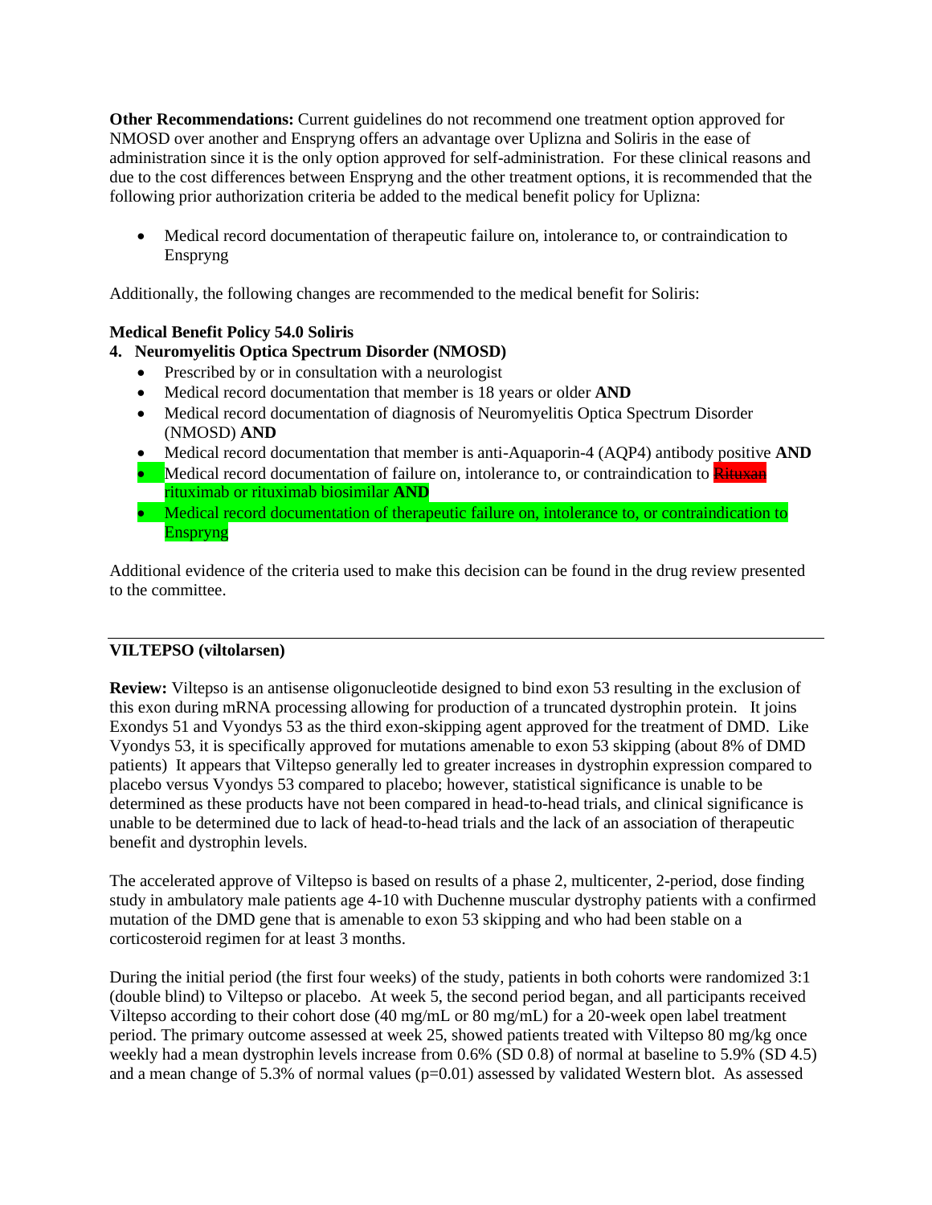**Other Recommendations:** Current guidelines do not recommend one treatment option approved for NMOSD over another and Enspryng offers an advantage over Uplizna and Soliris in the ease of administration since it is the only option approved for self-administration. For these clinical reasons and due to the cost differences between Enspryng and the other treatment options, it is recommended that the following prior authorization criteria be added to the medical benefit policy for Uplizna:

- Medical record documentation of therapeutic failure on, intolerance to, or contraindication to Enspryng

Additionally, the following changes are recommended to the medical benefit for Soliris:

**Medical Benefit Policy 54.0 Soliris**

**4. Neuromyelitis Optica Spectrum Disorder (NMOSD)**

- Prescribed by or in consultation with a neurologist
- Medical record documentation that member is 18 years or older **AND**
- Medical record documentation of diagnosis of Neuromyelitis Optica Spectrum Disorder (NMOSD) **AND**
- Medical record documentation that member is anti-Aquaporin-4 (AQP4) antibody positive **AND**
- Medical record documentation of failure on, intolerance to, or contraindication to ~~Rituxan~~ rituximab or rituximab biosimilar **AND**
- Medical record documentation of therapeutic failure on, intolerance to, or contraindication to Enspryng

Additional evidence of the criteria used to make this decision can be found in the drug review presented to the committee.

---

**VILTEPSO (viltolarsen)**

**Review:** Viltepso is an antisense oligonucleotide designed to bind exon 53 resulting in the exclusion of this exon during mRNA processing allowing for production of a truncated dystrophin protein. It joins Exondys 51 and Vyondys 53 as the third exon-skipping agent approved for the treatment of DMD. Like Vyondys 53, it is specifically approved for mutations amenable to exon 53 skipping (about 8% of DMD patients) It appears that Viltepso generally led to greater increases in dystrophin expression compared to placebo versus Vyondys 53 compared to placebo; however, statistical significance is unable to be determined as these products have not been compared in head-to-head trials, and clinical significance is unable to be determined due to lack of head-to-head trials and the lack of an association of therapeutic benefit and dystrophin levels.

The accelerated approve of Viltepso is based on results of a phase 2, multicenter, 2-period, dose finding study in ambulatory male patients age 4-10 with Duchenne muscular dystrophy patients with a confirmed mutation of the DMD gene that is amenable to exon 53 skipping and who had been stable on a corticosteroid regimen for at least 3 months.

During the initial period (the first four weeks) of the study, patients in both cohorts were randomized 3:1 (double blind) to Viltepso or placebo. At week 5, the second period began, and all participants received Viltepso according to their cohort dose (40 mg/mL or 80 mg/mL) for a 20-week open label treatment period. The primary outcome assessed at week 25, showed patients treated with Viltepso 80 mg/kg once weekly had a mean dystrophin levels increase from 0.6% (SD 0.8) of normal at baseline to 5.9% (SD 4.5) and a mean change of 5.3% of normal values ($p=0.01$) assessed by validated Western blot. As assessed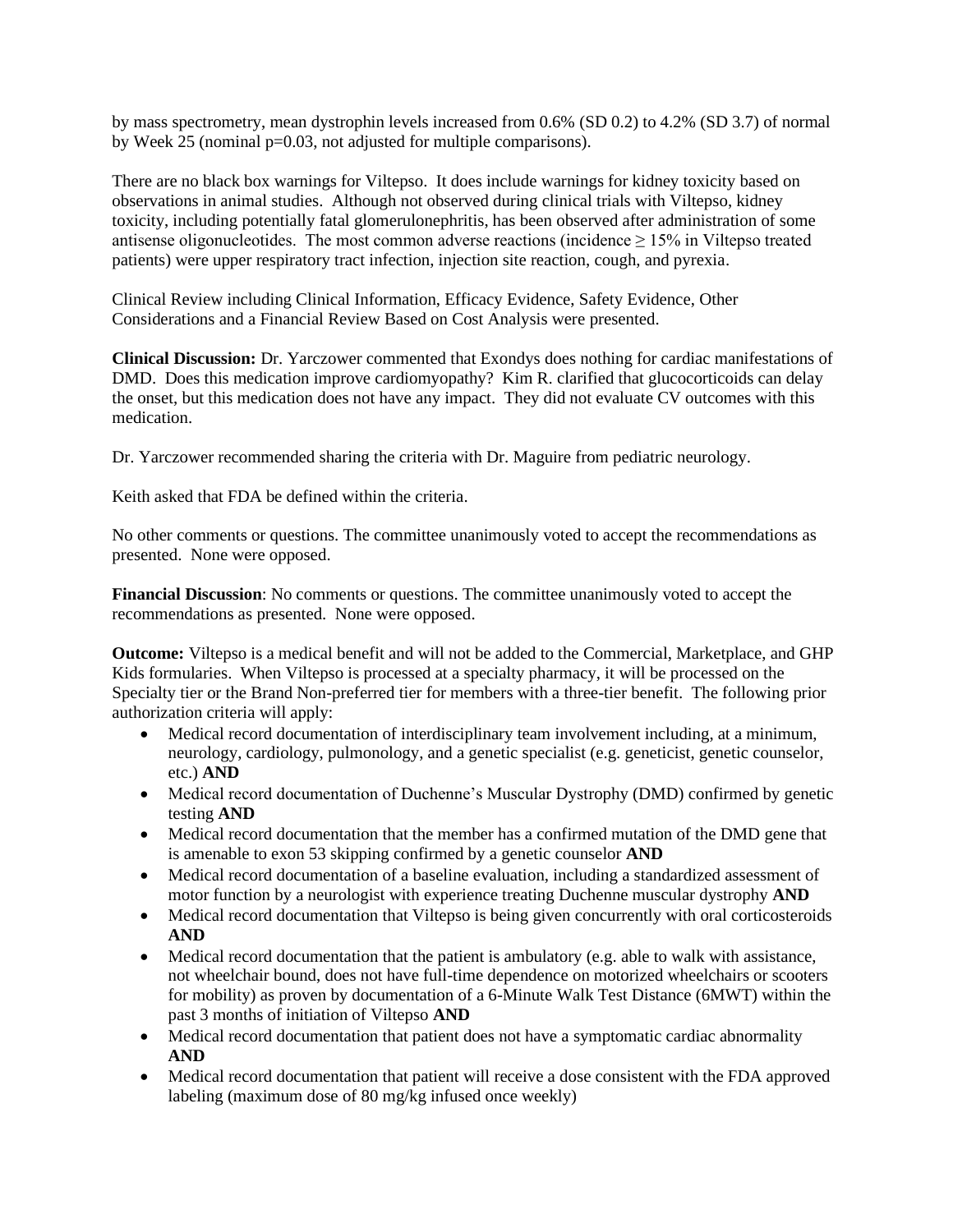by mass spectrometry, mean dystrophin levels increased from 0.6% (SD 0.2) to 4.2% (SD 3.7) of normal by Week 25 (nominal $p=0.03$, not adjusted for multiple comparisons).

There are no black box warnings for Viltepso. It does include warnings for kidney toxicity based on observations in animal studies. Although not observed during clinical trials with Viltepso, kidney toxicity, including potentially fatal glomerulonephritis, has been observed after administration of some antisense oligonucleotides. The most common adverse reactions (incidence $\geq$ 15% in Viltepso treated patients) were upper respiratory tract infection, injection site reaction, cough, and pyrexia.

Clinical Review including Clinical Information, Efficacy Evidence, Safety Evidence, Other Considerations and a Financial Review Based on Cost Analysis were presented.

**Clinical Discussion:** Dr. Yarczower commented that Exondys does nothing for cardiac manifestations of DMD. Does this medication improve cardiomyopathy? Kim R. clarified that glucocorticoids can delay the onset, but this medication does not have any impact. They did not evaluate CV outcomes with this medication.

Dr. Yarczower recommended sharing the criteria with Dr. Maguire from pediatric neurology.

Keith asked that FDA be defined within the criteria.

No other comments or questions. The committee unanimously voted to accept the recommendations as presented. None were opposed.

**Financial Discussion**: No comments or questions. The committee unanimously voted to accept the recommendations as presented. None were opposed.

**Outcome:** Viltepso is a medical benefit and will not be added to the Commercial, Marketplace, and GHP Kids formularies. When Viltepso is processed at a specialty pharmacy, it will be processed on the Specialty tier or the Brand Non-preferred tier for members with a three-tier benefit. The following prior authorization criteria will apply:

- Medical record documentation of interdisciplinary team involvement including, at a minimum, neurology, cardiology, pulmonology, and a genetic specialist (e.g. geneticist, genetic counselor, etc.) **AND**
- Medical record documentation of Duchenne's Muscular Dystrophy (DMD) confirmed by genetic testing **AND**
- Medical record documentation that the member has a confirmed mutation of the DMD gene that is amenable to exon 53 skipping confirmed by a genetic counselor **AND**
- Medical record documentation of a baseline evaluation, including a standardized assessment of motor function by a neurologist with experience treating Duchenne muscular dystrophy **AND**
- Medical record documentation that Viltepso is being given concurrently with oral corticosteroids **AND**
- Medical record documentation that the patient is ambulatory (e.g. able to walk with assistance, not wheelchair bound, does not have full-time dependence on motorized wheelchairs or scooters for mobility) as proven by documentation of a 6-Minute Walk Test Distance (6MWT) within the past 3 months of initiation of Viltepso **AND**
- Medical record documentation that patient does not have a symptomatic cardiac abnormality **AND**
- Medical record documentation that patient will receive a dose consistent with the FDA approved labeling (maximum dose of 80 mg/kg infused once weekly)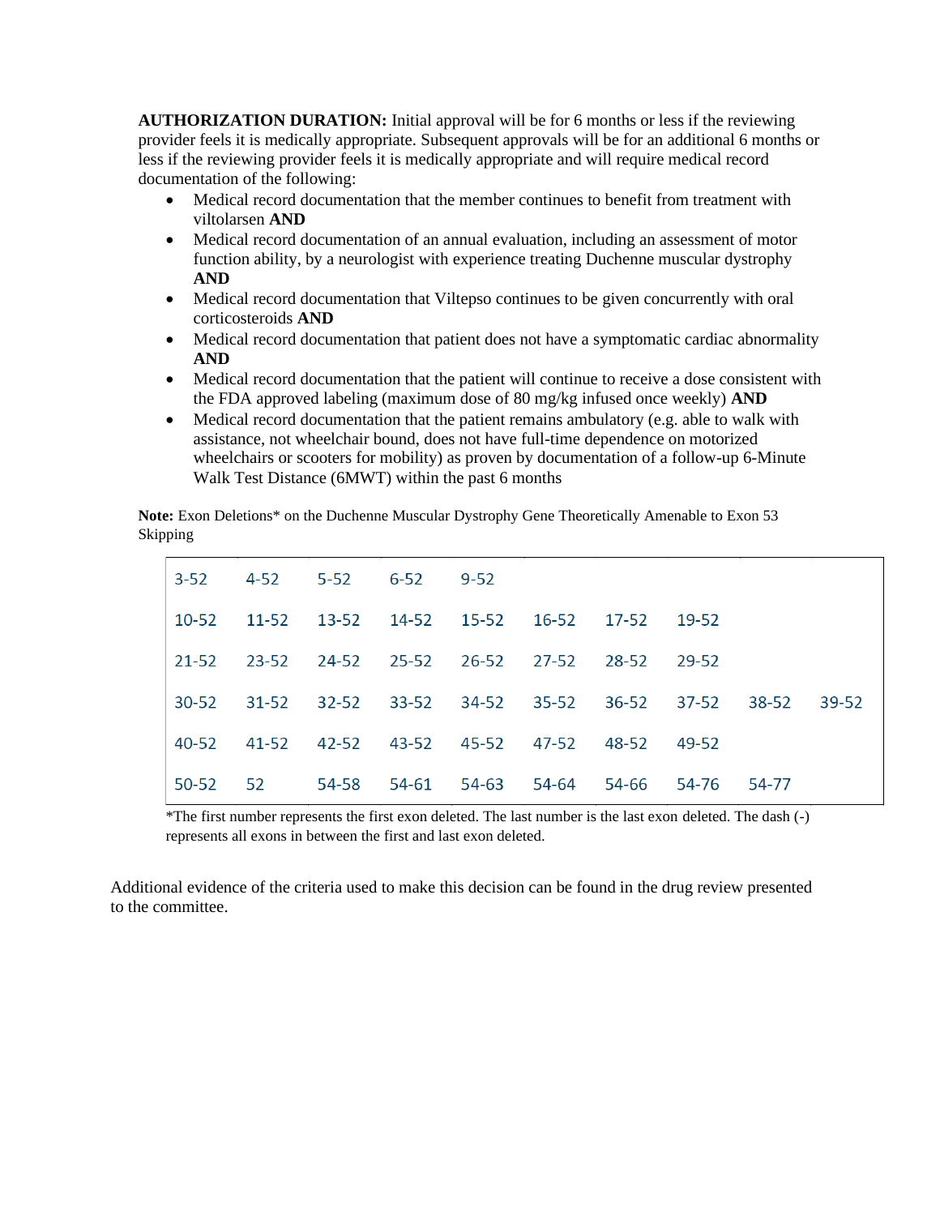**AUTHORIZATION DURATION:** Initial approval will be for 6 months or less if the reviewing provider feels it is medically appropriate. Subsequent approvals will be for an additional 6 months or less if the reviewing provider feels it is medically appropriate and will require medical record documentation of the following:

- Medical record documentation that the member continues to benefit from treatment with viltolarsen **AND**
- Medical record documentation of an annual evaluation, including an assessment of motor function ability, by a neurologist with experience treating Duchenne muscular dystrophy **AND**
- Medical record documentation that Viltepso continues to be given concurrently with oral corticosteroids **AND**
- Medical record documentation that patient does not have a symptomatic cardiac abnormality **AND**
- Medical record documentation that the patient will continue to receive a dose consistent with the FDA approved labeling (maximum dose of 80 mg/kg infused once weekly) **AND**
- Medical record documentation that the patient remains ambulatory (e.g. able to walk with assistance, not wheelchair bound, does not have full-time dependence on motorized wheelchairs or scooters for mobility) as proven by documentation of a follow-up 6-Minute Walk Test Distance (6MWT) within the past 6 months

**Note:** Exon Deletions* on the Duchenne Muscular Dystrophy Gene Theoretically Amenable to Exon 53 Skipping

| | | | | | | | | | |
|---|---|---|---|---|---|---|---|---|---|
| 3-52 | 4-52 | 5-52 | 6-52 | 9-52 | | | | | |
| 10-52 | 11-52 | 13-52 | 14-52 | 15-52 | 16-52 | 17-52 | 19-52 | | |
| 21-52 | 23-52 | 24-52 | 25-52 | 26-52 | 27-52 | 28-52 | 29-52 | | |
| 30-52 | 31-52 | 32-52 | 33-52 | 34-52 | 35-52 | 36-52 | 37-52 | 38-52 | 39-52 |
| 40-52 | 41-52 | 42-52 | 43-52 | 45-52 | 47-52 | 48-52 | 49-52 | | |
| 50-52 | 52 | 54-58 | 54-61 | 54-63 | 54-64 | 54-66 | 54-76 | 54-77 | |

*The first number represents the first exon deleted. The last number is the last exon deleted. The dash (-) represents all exons in between the first and last exon deleted.

Additional evidence of the criteria used to make this decision can be found in the drug review presented to the committee.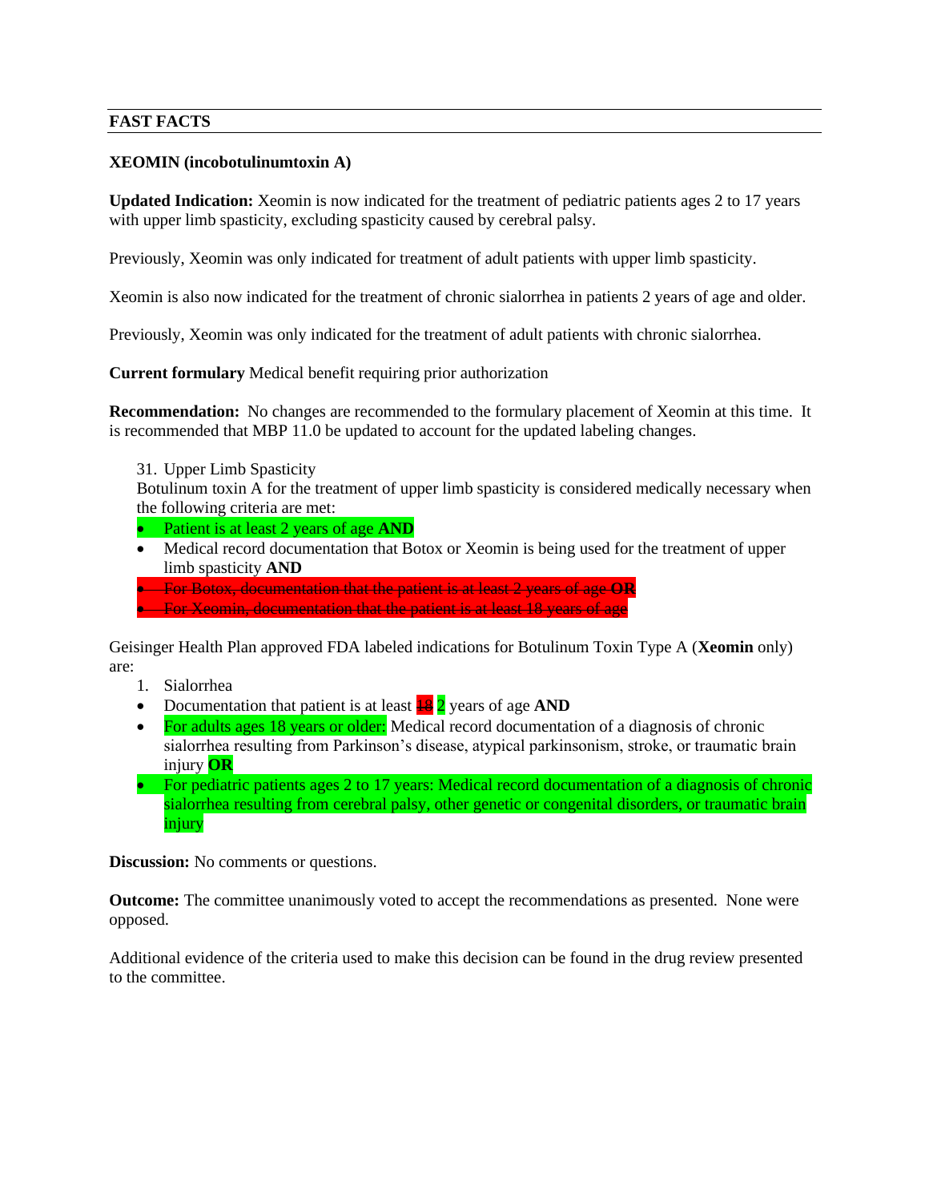## FAST FACTS

**XEOMIN (incobotulinumtoxin A)**

**Updated Indication:** Xeomin is now indicated for the treatment of pediatric patients ages 2 to 17 years with upper limb spasticity, excluding spasticity caused by cerebral palsy.

Previously, Xeomin was only indicated for treatment of adult patients with upper limb spasticity.

Xeomin is also now indicated for the treatment of chronic sialorrhea in patients 2 years of age and older.

Previously, Xeomin was only indicated for the treatment of adult patients with chronic sialorrhea.

**Current formulary** Medical benefit requiring prior authorization

**Recommendation:** No changes are recommended to the formulary placement of Xeomin at this time. It is recommended that MBP 11.0 be updated to account for the updated labeling changes.

31. Upper Limb Spasticity

Botulinum toxin A for the treatment of upper limb spasticity is considered medically necessary when the following criteria are met:

- Patient is at least 2 years of age **AND**
- Medical record documentation that Botox or Xeomin is being used for the treatment of upper limb spasticity **AND**
- ~~For Botox, documentation that the patient is at least 2 years of age **OR**~~
- ~~For Xeomin, documentation that the patient is at least 18 years of age~~

Geisinger Health Plan approved FDA labeled indications for Botulinum Toxin Type A (**Xeomin** only) are:

1. Sialorrhea

- Documentation that patient is at least ~~18~~ 2 years of age **AND**
- For adults ages 18 years or older: Medical record documentation of a diagnosis of chronic sialorrhea resulting from Parkinson's disease, atypical parkinsonism, stroke, or traumatic brain injury **OR**
- For pediatric patients ages 2 to 17 years: Medical record documentation of a diagnosis of chronic sialorrhea resulting from cerebral palsy, other genetic or congenital disorders, or traumatic brain injury

**Discussion:** No comments or questions.

**Outcome:** The committee unanimously voted to accept the recommendations as presented. None were opposed.

Additional evidence of the criteria used to make this decision can be found in the drug review presented to the committee.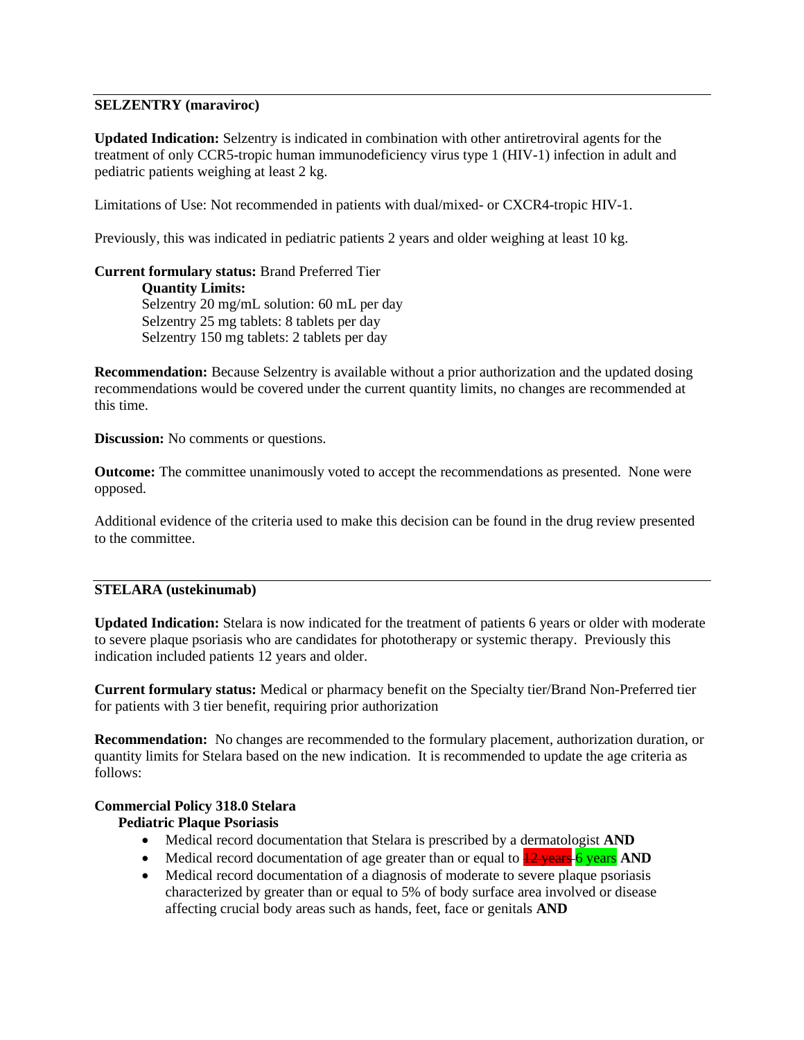---

**SELZENTRY (maraviroc)**

**Updated Indication:** Selzentry is indicated in combination with other antiretroviral agents for the treatment of only CCR5-tropic human immunodeficiency virus type 1 (HIV-1) infection in adult and pediatric patients weighing at least 2 kg.

Limitations of Use: Not recommended in patients with dual/mixed- or CXCR4-tropic HIV-1.

Previously, this was indicated in pediatric patients 2 years and older weighing at least 10 kg.

**Current formulary status:** Brand Preferred Tier

**Quantity Limits:**
Selzentry 20 mg/mL solution: 60 mL per day
Selzentry 25 mg tablets: 8 tablets per day
Selzentry 150 mg tablets: 2 tablets per day

**Recommendation:** Because Selzentry is available without a prior authorization and the updated dosing recommendations would be covered under the current quantity limits, no changes are recommended at this time.

**Discussion:** No comments or questions.

**Outcome:** The committee unanimously voted to accept the recommendations as presented. None were opposed.

Additional evidence of the criteria used to make this decision can be found in the drug review presented to the committee.

---

**STELARA (ustekinumab)**

**Updated Indication:** Stelara is now indicated for the treatment of patients 6 years or older with moderate to severe plaque psoriasis who are candidates for phototherapy or systemic therapy. Previously this indication included patients 12 years and older.

**Current formulary status:** Medical or pharmacy benefit on the Specialty tier/Brand Non-Preferred tier for patients with 3 tier benefit, requiring prior authorization

**Recommendation:** No changes are recommended to the formulary placement, authorization duration, or quantity limits for Stelara based on the new indication. It is recommended to update the age criteria as follows:

**Commercial Policy 318.0 Stelara**

**Pediatric Plaque Psoriasis**

- Medical record documentation that Stelara is prescribed by a dermatologist **AND**
- Medical record documentation of age greater than or equal to ~~12 years~~ 6 years **AND**
- Medical record documentation of a diagnosis of moderate to severe plaque psoriasis characterized by greater than or equal to 5% of body surface area involved or disease affecting crucial body areas such as hands, feet, face or genitals **AND**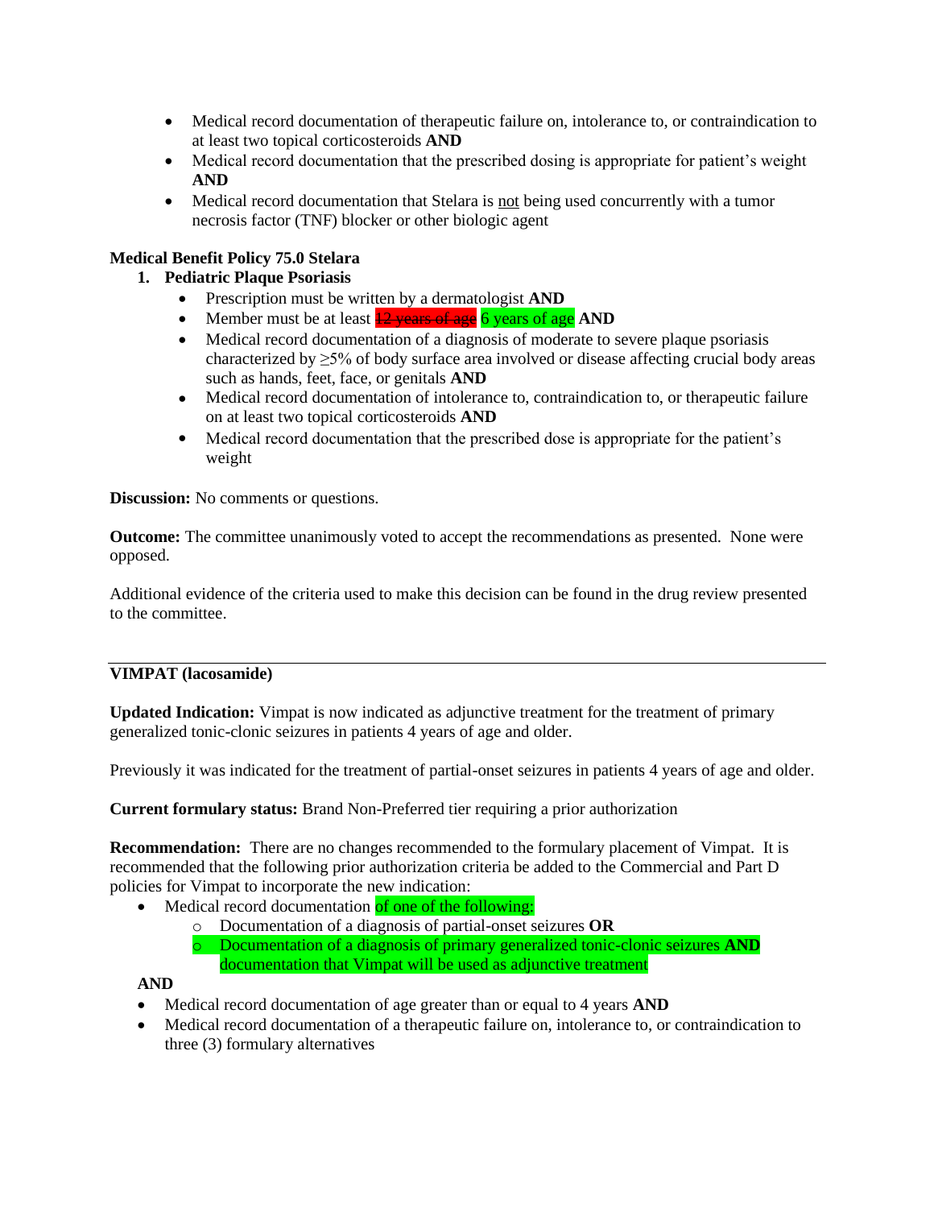- Medical record documentation of therapeutic failure on, intolerance to, or contraindication to at least two topical corticosteroids **AND**
- Medical record documentation that the prescribed dosing is appropriate for patient's weight **AND**
- Medical record documentation that Stelara is not being used concurrently with a tumor necrosis factor (TNF) blocker or other biologic agent

**Medical Benefit Policy 75.0 Stelara**

1. **Pediatric Plaque Psoriasis**
   - Prescription must be written by a dermatologist **AND**
   - Member must be at least ~~12 years of age~~ 6 years of age **AND**
   - Medical record documentation of a diagnosis of moderate to severe plaque psoriasis characterized by ≥5% of body surface area involved or disease affecting crucial body areas such as hands, feet, face, or genitals **AND**
   - Medical record documentation of intolerance to, contraindication to, or therapeutic failure on at least two topical corticosteroids **AND**
   - Medical record documentation that the prescribed dose is appropriate for the patient's weight

**Discussion:** No comments or questions.

**Outcome:** The committee unanimously voted to accept the recommendations as presented. None were opposed.

Additional evidence of the criteria used to make this decision can be found in the drug review presented to the committee.

---

**VIMPAT (lacosamide)**

**Updated Indication:** Vimpat is now indicated as adjunctive treatment for the treatment of primary generalized tonic-clonic seizures in patients 4 years of age and older.

Previously it was indicated for the treatment of partial-onset seizures in patients 4 years of age and older.

**Current formulary status:** Brand Non-Preferred tier requiring a prior authorization

**Recommendation:** There are no changes recommended to the formulary placement of Vimpat. It is recommended that the following prior authorization criteria be added to the Commercial and Part D policies for Vimpat to incorporate the new indication:

- Medical record documentation of one of the following:
  - Documentation of a diagnosis of partial-onset seizures **OR**
  - Documentation of a diagnosis of primary generalized tonic-clonic seizures **AND** documentation that Vimpat will be used as adjunctive treatment

**AND**

- Medical record documentation of age greater than or equal to 4 years **AND**
- Medical record documentation of a therapeutic failure on, intolerance to, or contraindication to three (3) formulary alternatives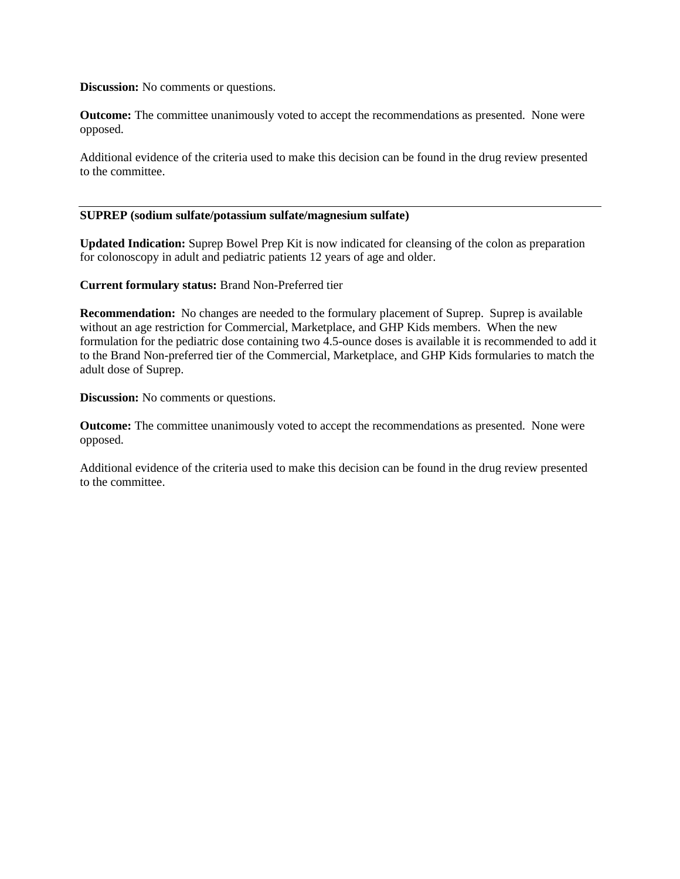**Discussion:** No comments or questions.

**Outcome:** The committee unanimously voted to accept the recommendations as presented. None were opposed.

Additional evidence of the criteria used to make this decision can be found in the drug review presented to the committee.

---

**SUPREP (sodium sulfate/potassium sulfate/magnesium sulfate)**

**Updated Indication:** Suprep Bowel Prep Kit is now indicated for cleansing of the colon as preparation for colonoscopy in adult and pediatric patients 12 years of age and older.

**Current formulary status:** Brand Non-Preferred tier

**Recommendation:** No changes are needed to the formulary placement of Suprep. Suprep is available without an age restriction for Commercial, Marketplace, and GHP Kids members. When the new formulation for the pediatric dose containing two 4.5-ounce doses is available it is recommended to add it to the Brand Non-preferred tier of the Commercial, Marketplace, and GHP Kids formularies to match the adult dose of Suprep.

**Discussion:** No comments or questions.

**Outcome:** The committee unanimously voted to accept the recommendations as presented. None were opposed.

Additional evidence of the criteria used to make this decision can be found in the drug review presented to the committee.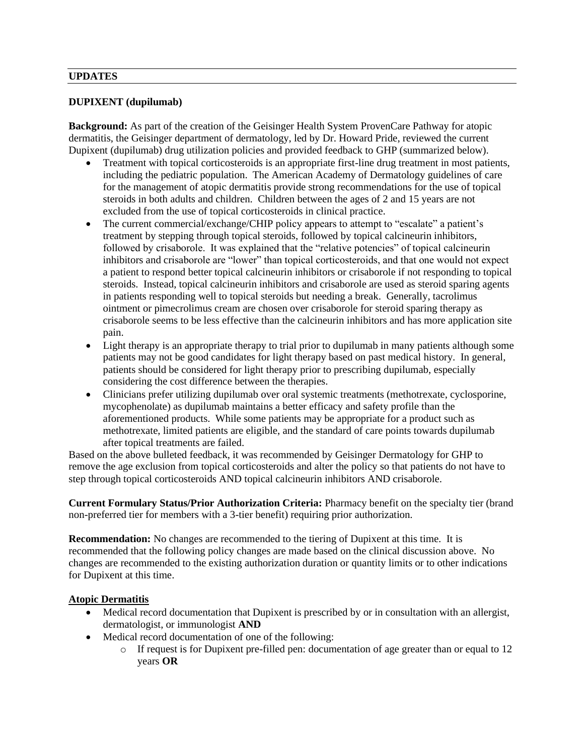## UPDATES

### DUPIXENT (dupilumab)

**Background:** As part of the creation of the Geisinger Health System ProvenCare Pathway for atopic dermatitis, the Geisinger department of dermatology, led by Dr. Howard Pride, reviewed the current Dupixent (dupilumab) drug utilization policies and provided feedback to GHP (summarized below).

- Treatment with topical corticosteroids is an appropriate first-line drug treatment in most patients, including the pediatric population. The American Academy of Dermatology guidelines of care for the management of atopic dermatitis provide strong recommendations for the use of topical steroids in both adults and children. Children between the ages of 2 and 15 years are not excluded from the use of topical corticosteroids in clinical practice.
- The current commercial/exchange/CHIP policy appears to attempt to "escalate" a patient's treatment by stepping through topical steroids, followed by topical calcineurin inhibitors, followed by crisaborole. It was explained that the "relative potencies" of topical calcineurin inhibitors and crisaborole are "lower" than topical corticosteroids, and that one would not expect a patient to respond better topical calcineurin inhibitors or crisaborole if not responding to topical steroids. Instead, topical calcineurin inhibitors and crisaborole are used as steroid sparing agents in patients responding well to topical steroids but needing a break. Generally, tacrolimus ointment or pimecrolimus cream are chosen over crisaborole for steroid sparing therapy as crisaborole seems to be less effective than the calcineurin inhibitors and has more application site pain.
- Light therapy is an appropriate therapy to trial prior to dupilumab in many patients although some patients may not be good candidates for light therapy based on past medical history. In general, patients should be considered for light therapy prior to prescribing dupilumab, especially considering the cost difference between the therapies.
- Clinicians prefer utilizing dupilumab over oral systemic treatments (methotrexate, cyclosporine, mycophenolate) as dupilumab maintains a better efficacy and safety profile than the aforementioned products. While some patients may be appropriate for a product such as methotrexate, limited patients are eligible, and the standard of care points towards dupilumab after topical treatments are failed.

Based on the above bulleted feedback, it was recommended by Geisinger Dermatology for GHP to remove the age exclusion from topical corticosteroids and alter the policy so that patients do not have to step through topical corticosteroids AND topical calcineurin inhibitors AND crisaborole.

**Current Formulary Status/Prior Authorization Criteria:** Pharmacy benefit on the specialty tier (brand non-preferred tier for members with a 3-tier benefit) requiring prior authorization.

**Recommendation:** No changes are recommended to the tiering of Dupixent at this time. It is recommended that the following policy changes are made based on the clinical discussion above. No changes are recommended to the existing authorization duration or quantity limits or to other indications for Dupixent at this time.

**Atopic Dermatitis**

- Medical record documentation that Dupixent is prescribed by or in consultation with an allergist, dermatologist, or immunologist **AND**
- Medical record documentation of one of the following:
  - If request is for Dupixent pre-filled pen: documentation of age greater than or equal to 12 years **OR**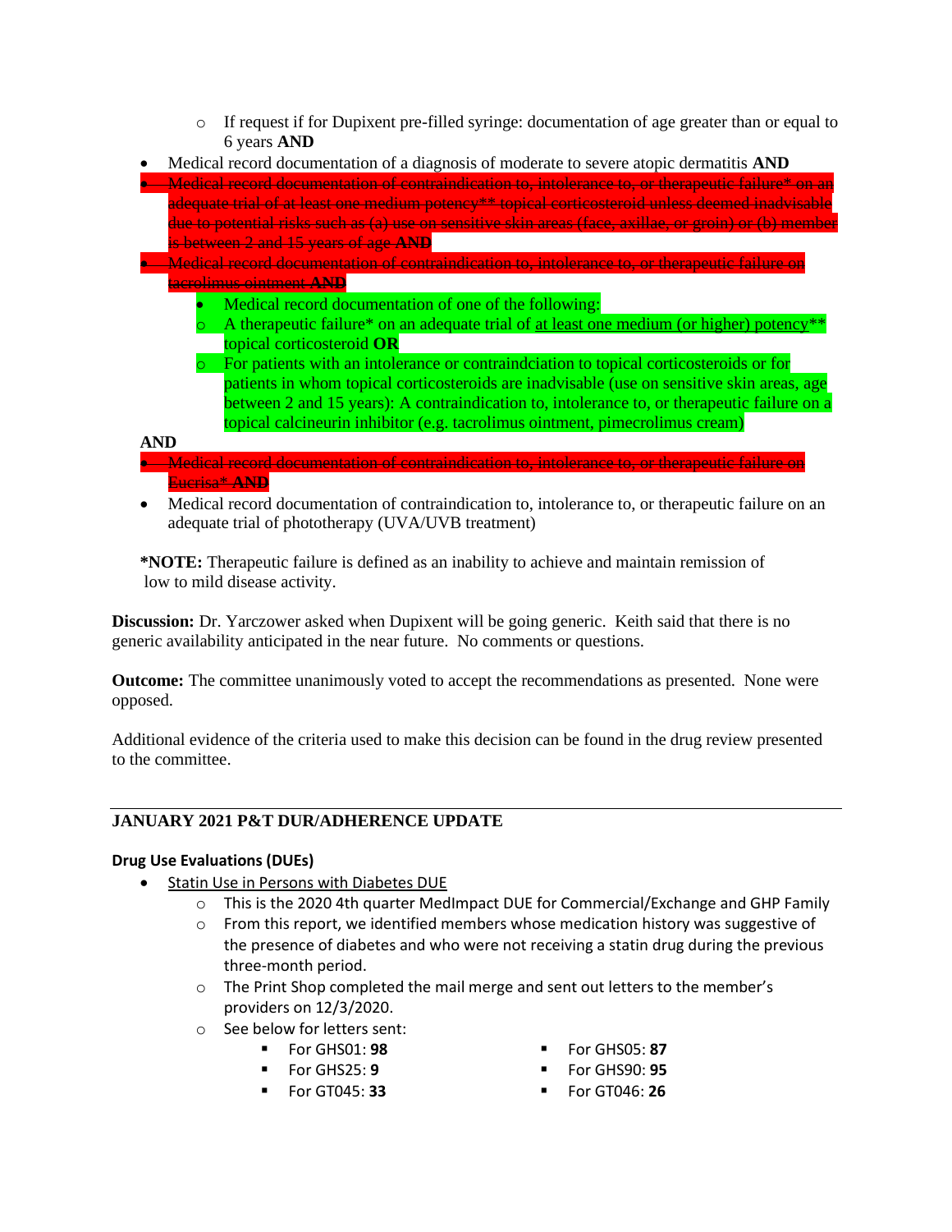- If request if for Dupixent pre-filled syringe: documentation of age greater than or equal to 6 years **AND**
- Medical record documentation of a diagnosis of moderate to severe atopic dermatitis **AND**
- ~~Medical record documentation of contraindication to, intolerance to, or therapeutic failure* on an adequate trial of at least one medium potency** topical corticosteroid unless deemed inadvisable due to potential risks such as (a) use on sensitive skin areas (face, axillae, or groin) or (b) member is between 2 and 15 years of age **AND**~~
- ~~Medical record documentation of contraindication to, intolerance to, or therapeutic failure on tacrolimus ointment **AND**~~
  - Medical record documentation of one of the following:
  - A therapeutic failure* on an adequate trial of <u>at least one medium (or higher) potency</u>** topical corticosteroid **OR**
  - For patients with an intolerance or contraindciation to topical corticosteroids or for patients in whom topical corticosteroids are inadvisable (use on sensitive skin areas, age between 2 and 15 years): A contraindication to, intolerance to, or therapeutic failure on a topical calcineurin inhibitor (e.g. tacrolimus ointment, pimecrolimus cream)

**AND**

- ~~Medical record documentation of contraindication to, intolerance to, or therapeutic failure on Eucrisa* **AND**~~
- Medical record documentation of contraindication to, intolerance to, or therapeutic failure on an adequate trial of phototherapy (UVA/UVB treatment)

***NOTE:** Therapeutic failure is defined as an inability to achieve and maintain remission of low to mild disease activity.

**Discussion:** Dr. Yarczower asked when Dupixent will be going generic. Keith said that there is no generic availability anticipated in the near future. No comments or questions.

**Outcome:** The committee unanimously voted to accept the recommendations as presented. None were opposed.

Additional evidence of the criteria used to make this decision can be found in the drug review presented to the committee.

---

## JANUARY 2021 P&T DUR/ADHERENCE UPDATE

### Drug Use Evaluations (DUEs)

- <u>Statin Use in Persons with Diabetes DUE</u>
  - This is the 2020 4th quarter MedImpact DUE for Commercial/Exchange and GHP Family
  - From this report, we identified members whose medication history was suggestive of the presence of diabetes and who were not receiving a statin drug during the previous three-month period.
  - The Print Shop completed the mail merge and sent out letters to the member's providers on 12/3/2020.
  - See below for letters sent:
    - For GHS01: **98**
    - For GHS25: **9**
    - For GT045: **33**
    - For GHS05: **87**
    - For GHS90: **95**
    - For GT046: **26**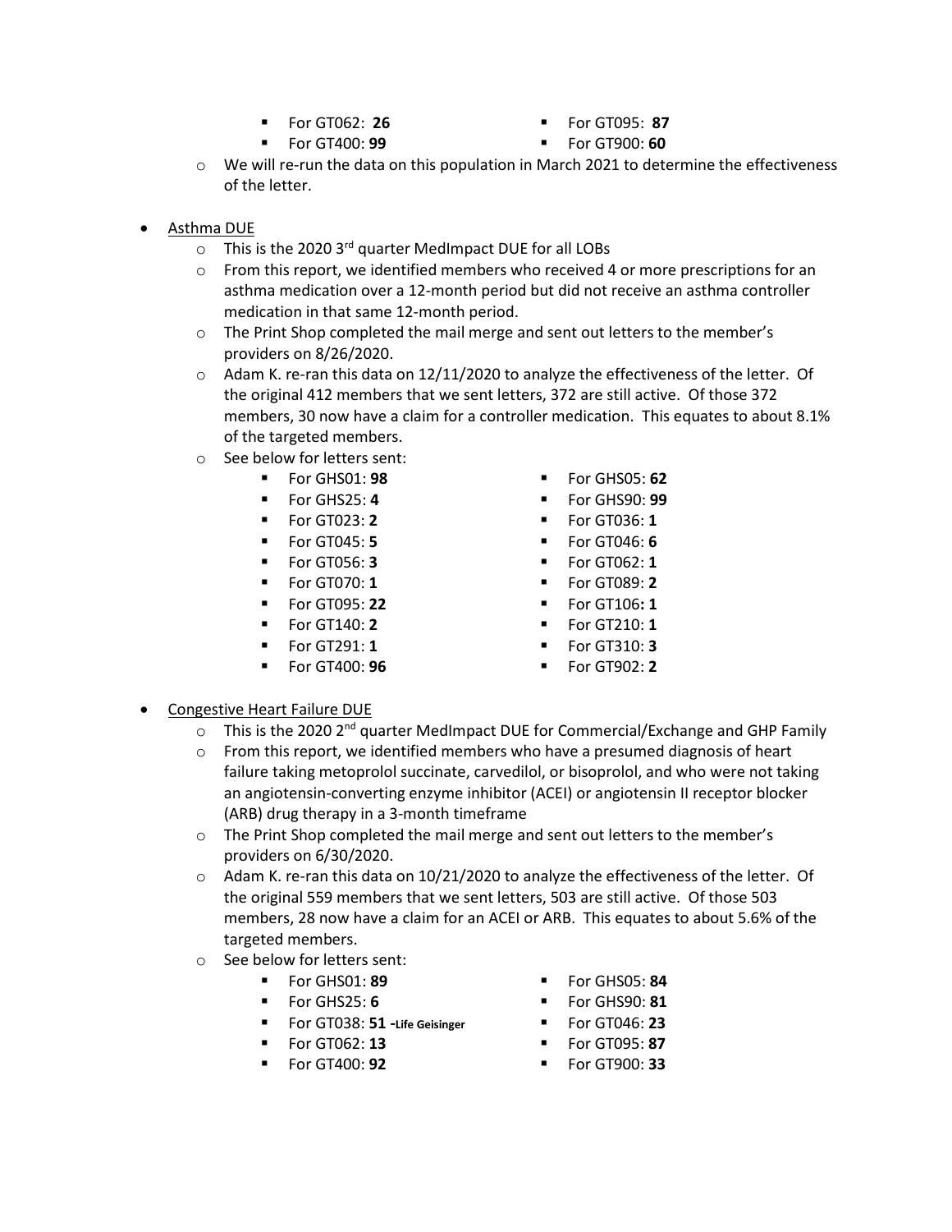- For GT062: **26**
   - For GT095: **87**
   - For GT400: **99**
   - For GT900: **60**
  - We will re-run the data on this population in March 2021 to determine the effectiveness of the letter.

- Asthma DUE
  - This is the 2020 3rd quarter MedImpact DUE for all LOBs
  - From this report, we identified members who received 4 or more prescriptions for an asthma medication over a 12-month period but did not receive an asthma controller medication in that same 12-month period.
  - The Print Shop completed the mail merge and sent out letters to the member's providers on 8/26/2020.
  - Adam K. re-ran this data on 12/11/2020 to analyze the effectiveness of the letter. Of the original 412 members that we sent letters, 372 are still active. Of those 372 members, 30 now have a claim for a controller medication. This equates to about 8.1% of the targeted members.
  - See below for letters sent:
    - For GHS01: **98**
    - For GHS05: **62**
    - For GHS25: **4**
    - For GHS90: **99**
    - For GT023: **2**
    - For GT036: **1**
    - For GT045: **5**
    - For GT046: **6**
    - For GT056: **3**
    - For GT062: **1**
    - For GT070: **1**
    - For GT089: **2**
    - For GT095: **22**
    - For GT106**: 1**
    - For GT140: **2**
    - For GT210: **1**
    - For GT291: **1**
    - For GT310: **3**
    - For GT400: **96**
    - For GT902: **2**

- Congestive Heart Failure DUE
  - This is the 2020 2nd quarter MedImpact DUE for Commercial/Exchange and GHP Family
  - From this report, we identified members who have a presumed diagnosis of heart failure taking metoprolol succinate, carvedilol, or bisoprolol, and who were not taking an angiotensin-converting enzyme inhibitor (ACEI) or angiotensin II receptor blocker (ARB) drug therapy in a 3-month timeframe
  - The Print Shop completed the mail merge and sent out letters to the member's providers on 6/30/2020.
  - Adam K. re-ran this data on 10/21/2020 to analyze the effectiveness of the letter. Of the original 559 members that we sent letters, 503 are still active. Of those 503 members, 28 now have a claim for an ACEI or ARB. This equates to about 5.6% of the targeted members.
  - See below for letters sent:
    - For GHS01: **89**
    - For GHS05: **84**
    - For GHS25: **6**
    - For GHS90: **81**
    - For GT038: **51 -Life Geisinger**
    - For GT046: **23**
    - For GT062: **13**
    - For GT095: **87**
    - For GT400: **92**
    - For GT900: **33**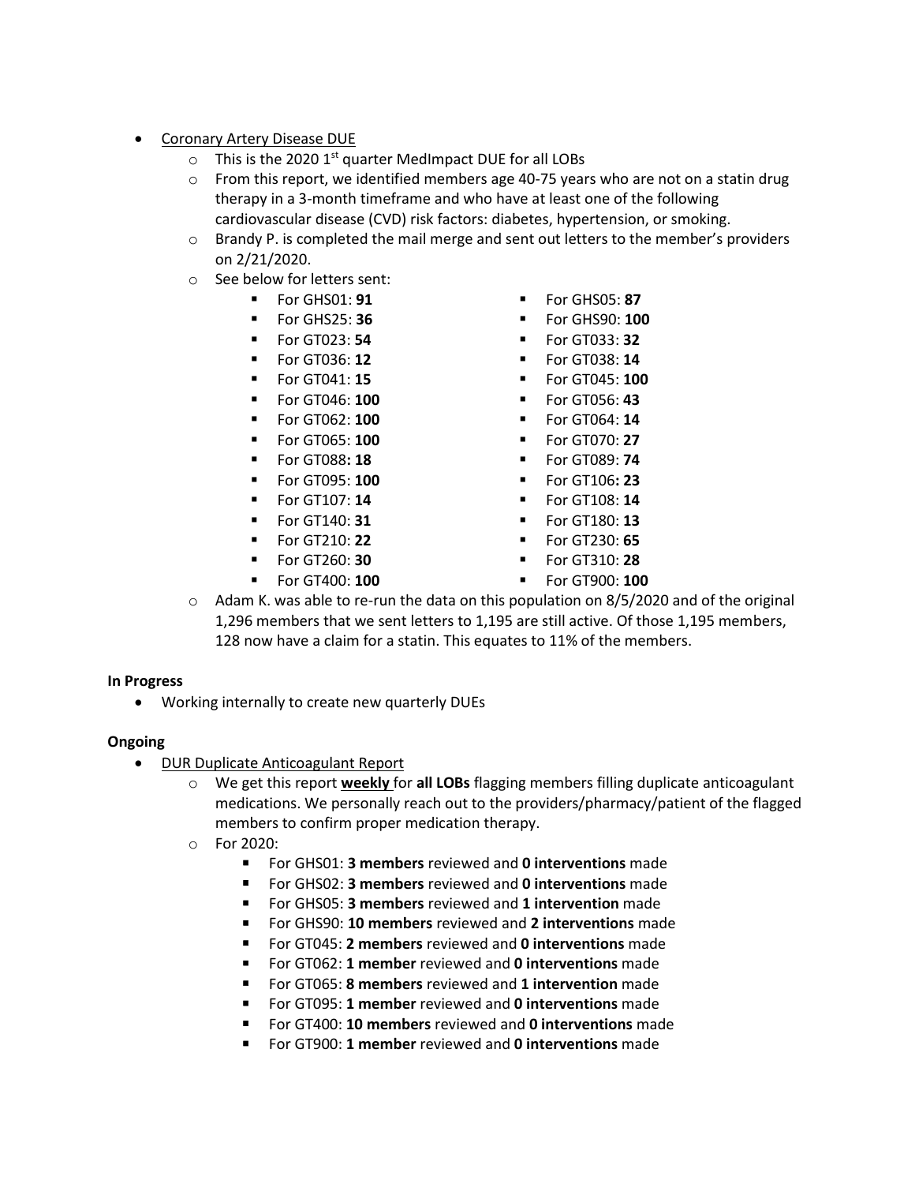- <u>Coronary Artery Disease DUE</u>
  - This is the 2020 1st quarter MedImpact DUE for all LOBs
  - From this report, we identified members age 40-75 years who are not on a statin drug therapy in a 3-month timeframe and who have at least one of the following cardiovascular disease (CVD) risk factors: diabetes, hypertension, or smoking.
  - Brandy P. is completed the mail merge and sent out letters to the member's providers on 2/21/2020.
  - See below for letters sent:
    - For GHS01: **91**
    - For GHS05: **87**
    - For GHS25: **36**
    - For GHS90: **100**
    - For GT023: **54**
    - For GT033: **32**
    - For GT036: **12**
    - For GT038: **14**
    - For GT041: **15**
    - For GT045: **100**
    - For GT046: **100**
    - For GT056: **43**
    - For GT062: **100**
    - For GT064: **14**
    - For GT065: **100**
    - For GT070: **27**
    - For GT088**: 18**
    - For GT089: **74**
    - For GT095: **100**
    - For GT106**: 23**
    - For GT107: **14**
    - For GT108: **14**
    - For GT140: **31**
    - For GT180: **13**
    - For GT210: **22**
    - For GT230: **65**
    - For GT260: **30**
    - For GT310: **28**
    - For GT400: **100**
    - For GT900: **100**
  - Adam K. was able to re-run the data on this population on 8/5/2020 and of the original 1,296 members that we sent letters to 1,195 are still active. Of those 1,195 members, 128 now have a claim for a statin. This equates to 11% of the members.

**In Progress**

- Working internally to create new quarterly DUEs

**Ongoing**

- <u>DUR Duplicate Anticoagulant Report</u>
  - We get this report <u>**weekly**</u> for **all LOBs** flagging members filling duplicate anticoagulant medications. We personally reach out to the providers/pharmacy/patient of the flagged members to confirm proper medication therapy.
  - For 2020:
    - For GHS01: **3 members** reviewed and **0 interventions** made
    - For GHS02: **3 members** reviewed and **0 interventions** made
    - For GHS05: **3 members** reviewed and **1 intervention** made
    - For GHS90: **10 members** reviewed and **2 interventions** made
    - For GT045: **2 members** reviewed and **0 interventions** made
    - For GT062: **1 member** reviewed and **0 interventions** made
    - For GT065: **8 members** reviewed and **1 intervention** made
    - For GT095: **1 member** reviewed and **0 interventions** made
    - For GT400: **10 members** reviewed and **0 interventions** made
    - For GT900: **1 member** reviewed and **0 interventions** made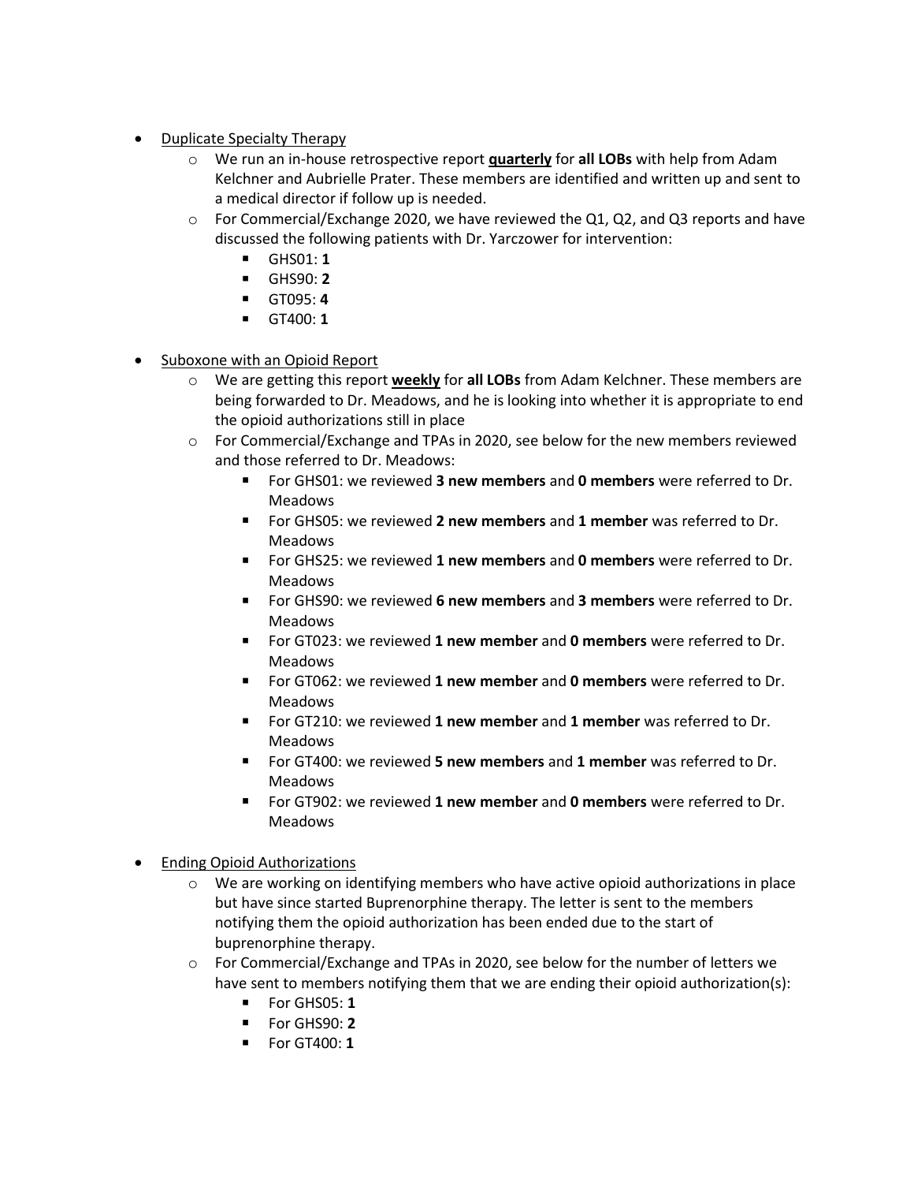- <u>Duplicate Specialty Therapy</u>
  - We run an in-house retrospective report **<u>quarterly</u>** for **all LOBs** with help from Adam Kelchner and Aubrielle Prater. These members are identified and written up and sent to a medical director if follow up is needed.
  - For Commercial/Exchange 2020, we have reviewed the Q1, Q2, and Q3 reports and have discussed the following patients with Dr. Yarczower for intervention:
    - GHS01: **1**
    - GHS90: **2**
    - GT095: **4**
    - GT400: **1**

- <u>Suboxone with an Opioid Report</u>
  - We are getting this report **<u>weekly</u>** for **all LOBs** from Adam Kelchner. These members are being forwarded to Dr. Meadows, and he is looking into whether it is appropriate to end the opioid authorizations still in place
  - For Commercial/Exchange and TPAs in 2020, see below for the new members reviewed and those referred to Dr. Meadows:
    - For GHS01: we reviewed **3 new members** and **0 members** were referred to Dr. Meadows
    - For GHS05: we reviewed **2 new members** and **1 member** was referred to Dr. Meadows
    - For GHS25: we reviewed **1 new members** and **0 members** were referred to Dr. Meadows
    - For GHS90: we reviewed **6 new members** and **3 members** were referred to Dr. Meadows
    - For GT023: we reviewed **1 new member** and **0 members** were referred to Dr. Meadows
    - For GT062: we reviewed **1 new member** and **0 members** were referred to Dr. Meadows
    - For GT210: we reviewed **1 new member** and **1 member** was referred to Dr. Meadows
    - For GT400: we reviewed **5 new members** and **1 member** was referred to Dr. Meadows
    - For GT902: we reviewed **1 new member** and **0 members** were referred to Dr. Meadows

- <u>Ending Opioid Authorizations</u>
  - We are working on identifying members who have active opioid authorizations in place but have since started Buprenorphine therapy. The letter is sent to the members notifying them the opioid authorization has been ended due to the start of buprenorphine therapy.
  - For Commercial/Exchange and TPAs in 2020, see below for the number of letters we have sent to members notifying them that we are ending their opioid authorization(s):
    - For GHS05: **1**
    - For GHS90: **2**
    - For GT400: **1**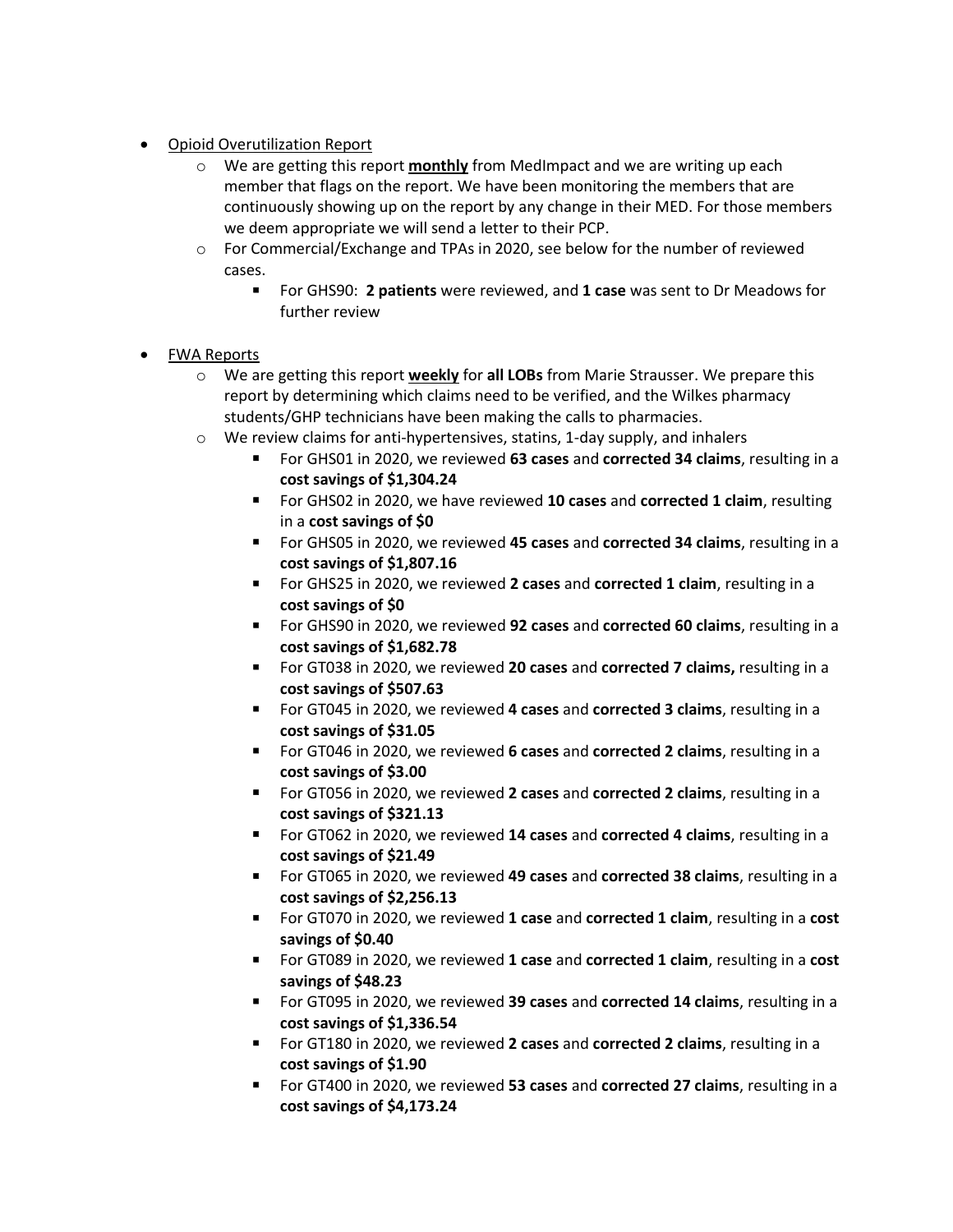- <u>Opioid Overutilization Report</u>
    - We are getting this report **<u>monthly</u>** from MedImpact and we are writing up each member that flags on the report. We have been monitoring the members that are continuously showing up on the report by any change in their MED. For those members we deem appropriate we will send a letter to their PCP.
    - For Commercial/Exchange and TPAs in 2020, see below for the number of reviewed cases.
        - For GHS90: **2 patients** were reviewed, and **1 case** was sent to Dr Meadows for further review

- <u>FWA Reports</u>
    - We are getting this report **<u>weekly</u>** for **all LOBs** from Marie Strausser. We prepare this report by determining which claims need to be verified, and the Wilkes pharmacy students/GHP technicians have been making the calls to pharmacies.
    - We review claims for anti-hypertensives, statins, 1-day supply, and inhalers
        - For GHS01 in 2020, we reviewed **63 cases** and **corrected 34 claims**, resulting in a **cost savings of $1,304.24**
        - For GHS02 in 2020, we have reviewed **10 cases** and **corrected 1 claim**, resulting in a **cost savings of $0**
        - For GHS05 in 2020, we reviewed **45 cases** and **corrected 34 claims**, resulting in a **cost savings of $1,807.16**
        - For GHS25 in 2020, we reviewed **2 cases** and **corrected 1 claim**, resulting in a **cost savings of $0**
        - For GHS90 in 2020, we reviewed **92 cases** and **corrected 60 claims**, resulting in a **cost savings of $1,682.78**
        - For GT038 in 2020, we reviewed **20 cases** and **corrected 7 claims,** resulting in a **cost savings of $507.63**
        - For GT045 in 2020, we reviewed **4 cases** and **corrected 3 claims**, resulting in a **cost savings of $31.05**
        - For GT046 in 2020, we reviewed **6 cases** and **corrected 2 claims**, resulting in a **cost savings of $3.00**
        - For GT056 in 2020, we reviewed **2 cases** and **corrected 2 claims**, resulting in a **cost savings of $321.13**
        - For GT062 in 2020, we reviewed **14 cases** and **corrected 4 claims**, resulting in a **cost savings of $21.49**
        - For GT065 in 2020, we reviewed **49 cases** and **corrected 38 claims**, resulting in a **cost savings of $2,256.13**
        - For GT070 in 2020, we reviewed **1 case** and **corrected 1 claim**, resulting in a **cost savings of $0.40**
        - For GT089 in 2020, we reviewed **1 case** and **corrected 1 claim**, resulting in a **cost savings of $48.23**
        - For GT095 in 2020, we reviewed **39 cases** and **corrected 14 claims**, resulting in a **cost savings of $1,336.54**
        - For GT180 in 2020, we reviewed **2 cases** and **corrected 2 claims**, resulting in a **cost savings of $1.90**
        - For GT400 in 2020, we reviewed **53 cases** and **corrected 27 claims**, resulting in a **cost savings of $4,173.24**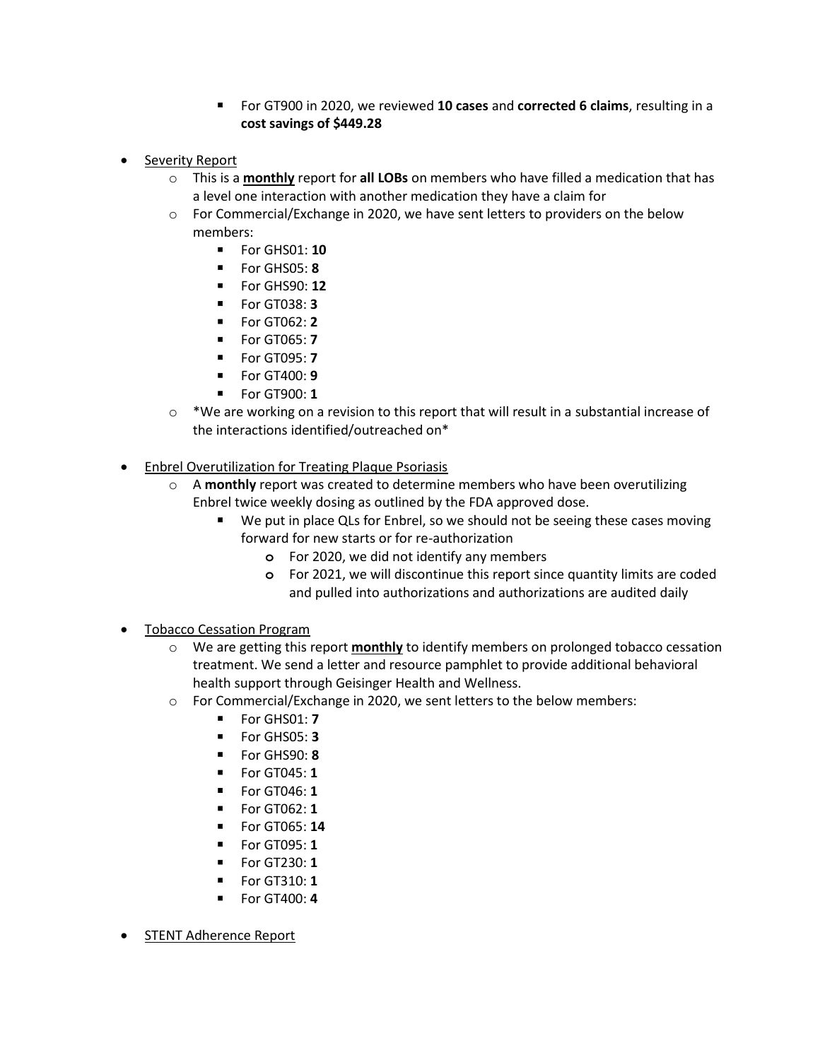- For GT900 in 2020, we reviewed **10 cases** and **corrected 6 claims**, resulting in a **cost savings of $449.28**

- <u>Severity Report</u>
  - This is a **<u>monthly</u>** report for **all LOBs** on members who have filled a medication that has a level one interaction with another medication they have a claim for
  - For Commercial/Exchange in 2020, we have sent letters to providers on the below members:
    - For GHS01: **10**
    - For GHS05: **8**
    - For GHS90: **12**
    - For GT038: **3**
    - For GT062: **2**
    - For GT065: **7**
    - For GT095: **7**
    - For GT400: **9**
    - For GT900: **1**
  - *We are working on a revision to this report that will result in a substantial increase of the interactions identified/outreached on*

- <u>Enbrel Overutilization for Treating Plaque Psoriasis</u>
  - A **monthly** report was created to determine members who have been overutilizing Enbrel twice weekly dosing as outlined by the FDA approved dose.
    - We put in place QLs for Enbrel, so we should not be seeing these cases moving forward for new starts or for re-authorization
      - For 2020, we did not identify any members
      - For 2021, we will discontinue this report since quantity limits are coded and pulled into authorizations and authorizations are audited daily

- <u>Tobacco Cessation Program</u>
  - We are getting this report **<u>monthly</u>** to identify members on prolonged tobacco cessation treatment. We send a letter and resource pamphlet to provide additional behavioral health support through Geisinger Health and Wellness.
  - For Commercial/Exchange in 2020, we sent letters to the below members:
    - For GHS01: **7**
    - For GHS05: **3**
    - For GHS90: **8**
    - For GT045: **1**
    - For GT046: **1**
    - For GT062: **1**
    - For GT065: **14**
    - For GT095: **1**
    - For GT230: **1**
    - For GT310: **1**
    - For GT400: **4**

- <u>STENT Adherence Report</u>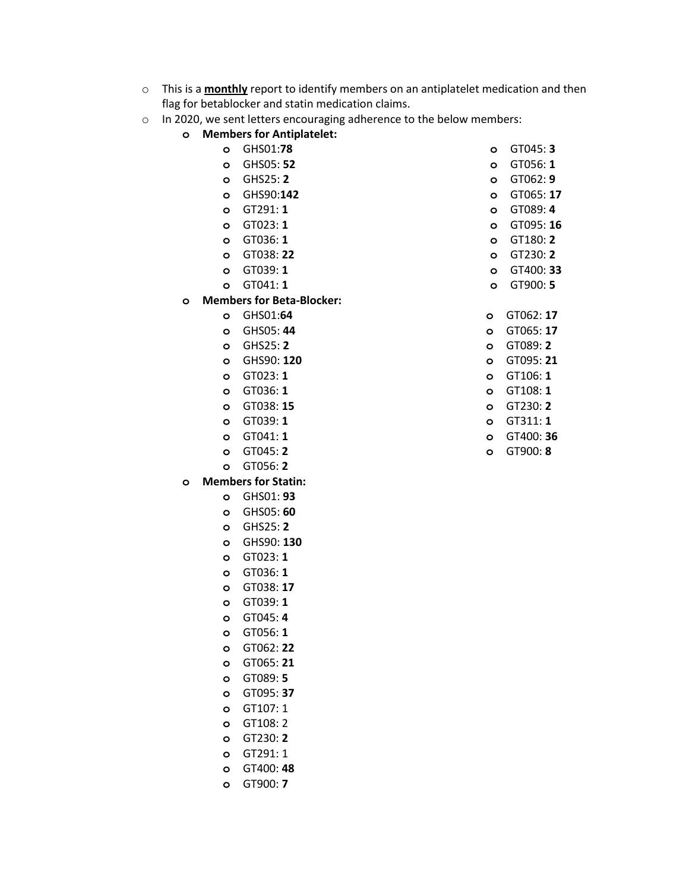- This is a **monthly** report to identify members on an antiplatelet medication and then flag for betablocker and statin medication claims.
- In 2020, we sent letters encouraging adherence to the below members:
  - **Members for Antiplatelet:**
    - GHS01:**78**
    - GHS05: **52**
    - GHS25: **2**
    - GHS90:**142**
    - GT291: **1**
    - GT023: **1**
    - GT036: **1**
    - GT038: **22**
    - GT039: **1**
    - GT041: **1**
    - GT045: **3**
    - GT056: **1**
    - GT062: **9**
    - GT065: **17**
    - GT089: **4**
    - GT095: **16**
    - GT180: **2**
    - GT230: **2**
    - GT400: **33**
    - GT900: **5**
  - **Members for Beta-Blocker:**
    - GHS01:**64**
    - GHS05: **44**
    - GHS25: **2**
    - GHS90: **120**
    - GT023: **1**
    - GT036: **1**
    - GT038: **15**
    - GT039: **1**
    - GT041: **1**
    - GT045: **2**
    - GT056: **2**
    - GT062: **17**
    - GT065: **17**
    - GT089: **2**
    - GT095: **21**
    - GT106: **1**
    - GT108: **1**
    - GT230: **2**
    - GT311: **1**
    - GT400: **36**
    - GT900: **8**
  - **Members for Statin:**
    - GHS01: **93**
    - GHS05: **60**
    - GHS25: **2**
    - GHS90: **130**
    - GT023: **1**
    - GT036: **1**
    - GT038: **17**
    - GT039: **1**
    - GT045: **4**
    - GT056: **1**
    - GT062: **22**
    - GT065: **21**
    - GT089: **5**
    - GT095: **37**
    - GT107: 1
    - GT108: 2
    - GT230: **2**
    - GT291: 1
    - GT400: **48**
    - GT900: **7**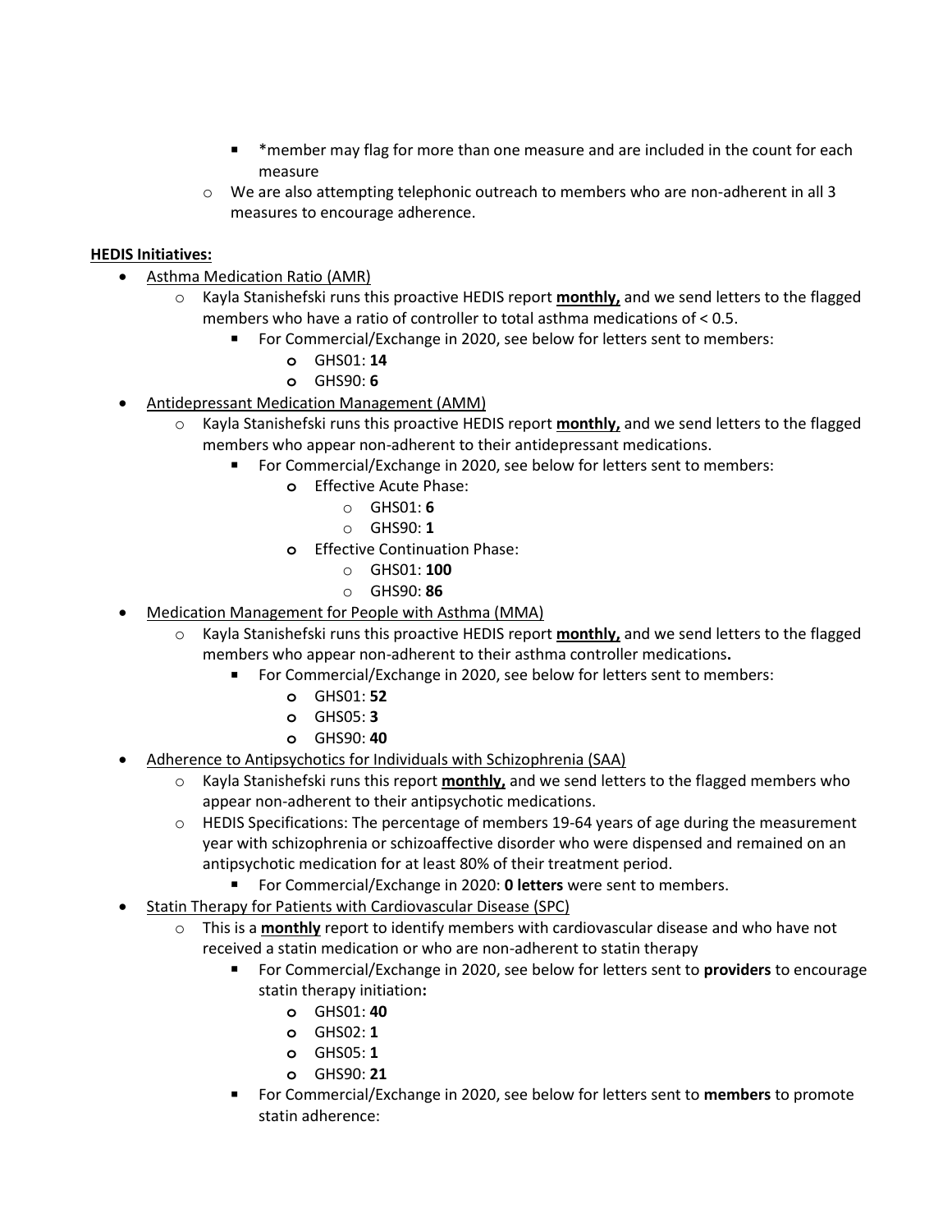- *member may flag for more than one measure and are included in the count for each measure
    - We are also attempting telephonic outreach to members who are non-adherent in all 3 measures to encourage adherence.

**<u>HEDIS Initiatives:</u>**

- <u>Asthma Medication Ratio (AMR)</u>
    - Kayla Stanishefski runs this proactive HEDIS report **<u>monthly,</u>** and we send letters to the flagged members who have a ratio of controller to total asthma medications of < 0.5.
        - For Commercial/Exchange in 2020, see below for letters sent to members:
            - GHS01: **14**
            - GHS90: **6**
- <u>Antidepressant Medication Management (AMM)</u>
    - Kayla Stanishefski runs this proactive HEDIS report **<u>monthly,</u>** and we send letters to the flagged members who appear non-adherent to their antidepressant medications.
        - For Commercial/Exchange in 2020, see below for letters sent to members:
            - Effective Acute Phase:
                - GHS01: **6**
                - GHS90: **1**
            - Effective Continuation Phase:
                - GHS01: **100**
                - GHS90: **86**
- <u>Medication Management for People with Asthma (MMA)</u>
    - Kayla Stanishefski runs this proactive HEDIS report **<u>monthly,</u>** and we send letters to the flagged members who appear non-adherent to their asthma controller medications**.**
        - For Commercial/Exchange in 2020, see below for letters sent to members:
            - GHS01: **52**
            - GHS05: **3**
            - GHS90: **40**
- <u>Adherence to Antipsychotics for Individuals with Schizophrenia (SAA)</u>
    - Kayla Stanishefski runs this report **<u>monthly,</u>** and we send letters to the flagged members who appear non-adherent to their antipsychotic medications.
    - HEDIS Specifications: The percentage of members 19-64 years of age during the measurement year with schizophrenia or schizoaffective disorder who were dispensed and remained on an antipsychotic medication for at least 80% of their treatment period.
        - For Commercial/Exchange in 2020: **0 letters** were sent to members.
- <u>Statin Therapy for Patients with Cardiovascular Disease (SPC)</u>
    - This is a **<u>monthly</u>** report to identify members with cardiovascular disease and who have not received a statin medication or who are non-adherent to statin therapy
        - For Commercial/Exchange in 2020, see below for letters sent to **providers** to encourage statin therapy initiation**:**
            - GHS01: **40**
            - GHS02: **1**
            - GHS05: **1**
            - GHS90: **21**
        - For Commercial/Exchange in 2020, see below for letters sent to **members** to promote statin adherence: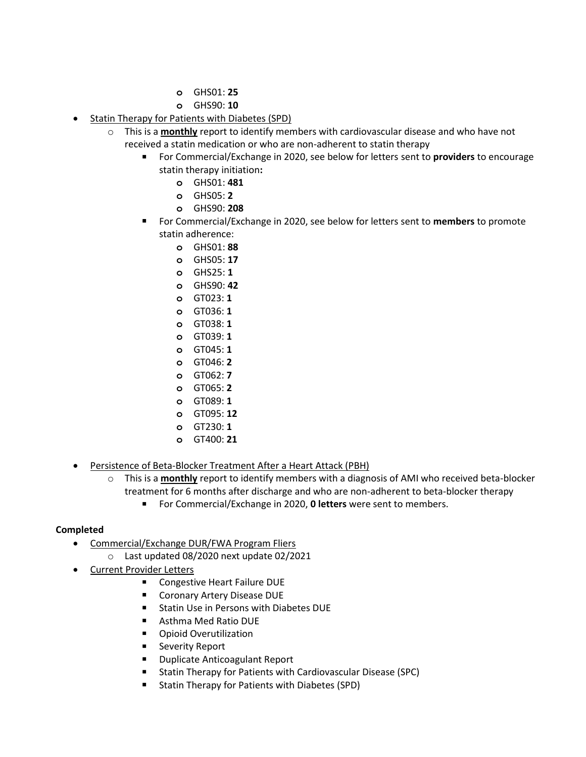- GHS01: **25**
      - GHS90: **10**

- <u>Statin Therapy for Patients with Diabetes (SPD)</u>
  - This is a **<u>monthly</u>** report to identify members with cardiovascular disease and who have not received a statin medication or who are non-adherent to statin therapy
    - For Commercial/Exchange in 2020, see below for letters sent to **providers** to encourage statin therapy initiation**:**
      - GHS01: **481**
      - GHS05: **2**
      - GHS90: **208**
    - For Commercial/Exchange in 2020, see below for letters sent to **members** to promote statin adherence:
      - GHS01: **88**
      - GHS05: **17**
      - GHS25: **1**
      - GHS90: **42**
      - GT023: **1**
      - GT036: **1**
      - GT038: **1**
      - GT039: **1**
      - GT045: **1**
      - GT046: **2**
      - GT062: **7**
      - GT065: **2**
      - GT089: **1**
      - GT095: **12**
      - GT230: **1**
      - GT400: **21**

- <u>Persistence of Beta-Blocker Treatment After a Heart Attack (PBH)</u>
  - This is a **<u>monthly</u>** report to identify members with a diagnosis of AMI who received beta-blocker treatment for 6 months after discharge and who are non-adherent to beta-blocker therapy
    - For Commercial/Exchange in 2020, **0 letters** were sent to members.

**Completed**

- <u>Commercial/Exchange DUR/FWA Program Fliers</u>
  - Last updated 08/2020 next update 02/2021
- <u>Current Provider Letters</u>
    - Congestive Heart Failure DUE
    - Coronary Artery Disease DUE
    - Statin Use in Persons with Diabetes DUE
    - Asthma Med Ratio DUE
    - Opioid Overutilization
    - Severity Report
    - Duplicate Anticoagulant Report
    - Statin Therapy for Patients with Cardiovascular Disease (SPC)
    - Statin Therapy for Patients with Diabetes (SPD)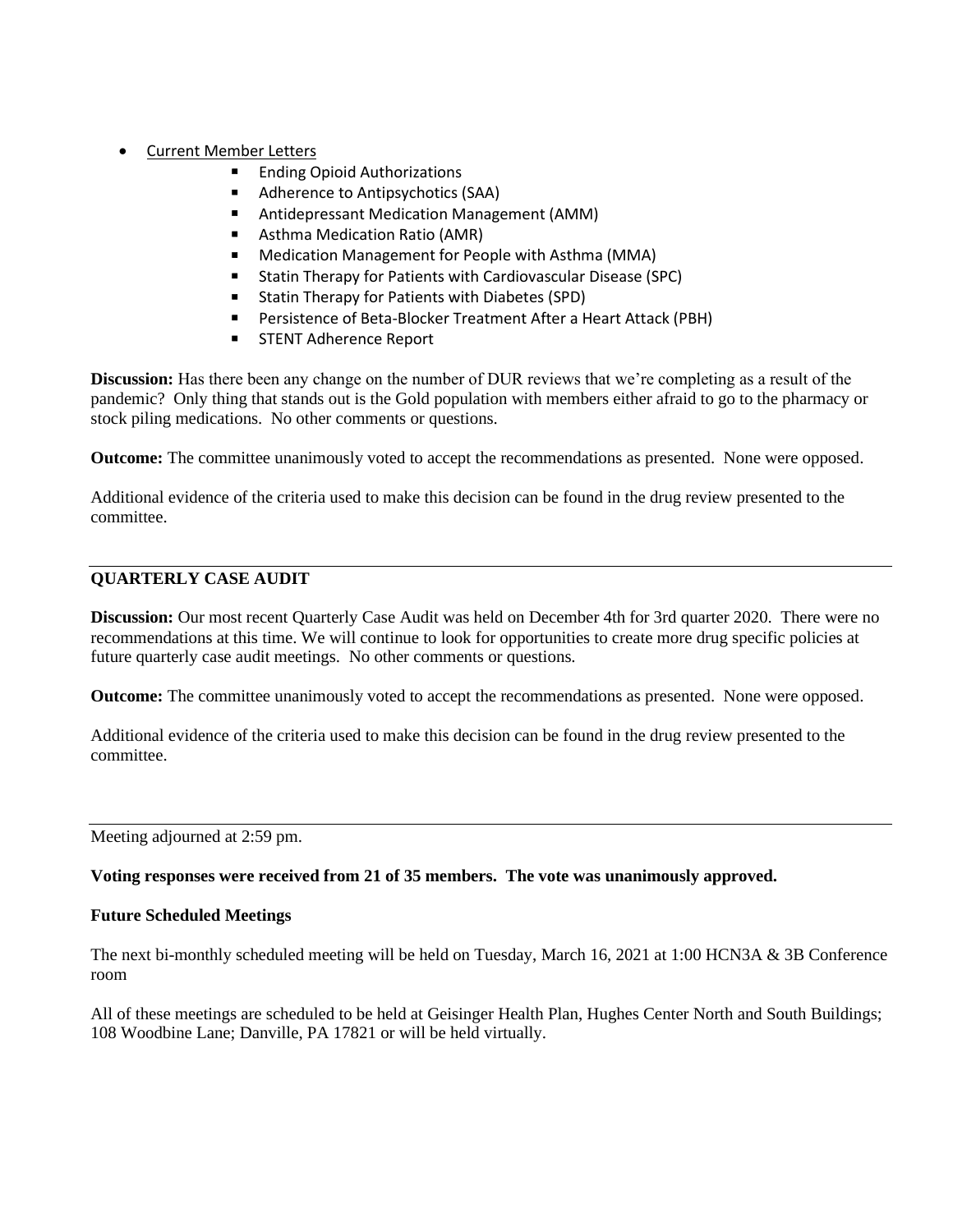- Current Member Letters
    - Ending Opioid Authorizations
    - Adherence to Antipsychotics (SAA)
    - Antidepressant Medication Management (AMM)
    - Asthma Medication Ratio (AMR)
    - Medication Management for People with Asthma (MMA)
    - Statin Therapy for Patients with Cardiovascular Disease (SPC)
    - Statin Therapy for Patients with Diabetes (SPD)
    - Persistence of Beta-Blocker Treatment After a Heart Attack (PBH)
    - STENT Adherence Report

**Discussion:** Has there been any change on the number of DUR reviews that we're completing as a result of the pandemic? Only thing that stands out is the Gold population with members either afraid to go to the pharmacy or stock piling medications. No other comments or questions.

**Outcome:** The committee unanimously voted to accept the recommendations as presented. None were opposed.

Additional evidence of the criteria used to make this decision can be found in the drug review presented to the committee.

---

**QUARTERLY CASE AUDIT**

**Discussion:** Our most recent Quarterly Case Audit was held on December 4th for 3rd quarter 2020. There were no recommendations at this time. We will continue to look for opportunities to create more drug specific policies at future quarterly case audit meetings. No other comments or questions.

**Outcome:** The committee unanimously voted to accept the recommendations as presented. None were opposed.

Additional evidence of the criteria used to make this decision can be found in the drug review presented to the committee.

---

Meeting adjourned at 2:59 pm.

**Voting responses were received from 21 of 35 members. The vote was unanimously approved.**

**Future Scheduled Meetings**

The next bi-monthly scheduled meeting will be held on Tuesday, March 16, 2021 at 1:00 HCN3A & 3B Conference room

All of these meetings are scheduled to be held at Geisinger Health Plan, Hughes Center North and South Buildings; 108 Woodbine Lane; Danville, PA 17821 or will be held virtually.